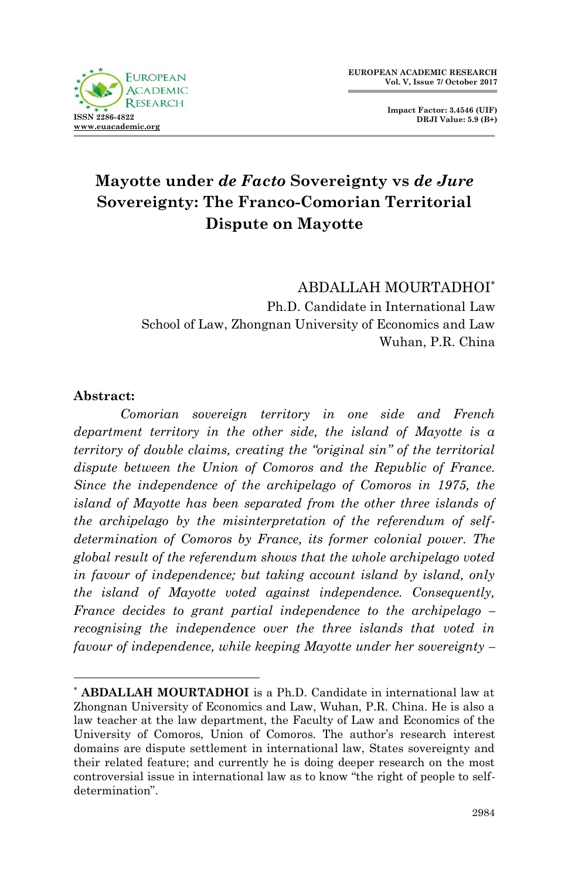# Mayotte under *de Facto* Sovereignty vs *de Jure* Sovereignty: The Franco-Comorian Territorial Dispute on Mayotte

ABDALLAH MOURTADHOI[*]
Ph.D. Candidate in International Law
School of Law, Zhongnan University of Economics and Law
Wuhan, P.R. China

**Abstract:**

*Comorian sovereign territory in one side and French department territory in the other side, the island of Mayotte is a territory of double claims, creating the "original sin" of the territorial dispute between the Union of Comoros and the Republic of France. Since the independence of the archipelago of Comoros in 1975, the island of Mayotte has been separated from the other three islands of the archipelago by the misinterpretation of the referendum of self-determination of Comoros by France, its former colonial power. The global result of the referendum shows that the whole archipelago voted in favour of independence; but taking account island by island, only the island of Mayotte voted against independence. Consequently, France decides to grant partial independence to the archipelago – recognising the independence over the three islands that voted in favour of independence, while keeping Mayotte under her sovereignty –*

---

[*] **ABDALLAH MOURTADHOI** is a Ph.D. Candidate in international law at Zhongnan University of Economics and Law, Wuhan, P.R. China. He is also a law teacher at the law department, the Faculty of Law and Economics of the University of Comoros, Union of Comoros. The author's research interest domains are dispute settlement in international law, States sovereignty and their related feature; and currently he is doing deeper research on the most controversial issue in international law as to know "the right of people to self-determination".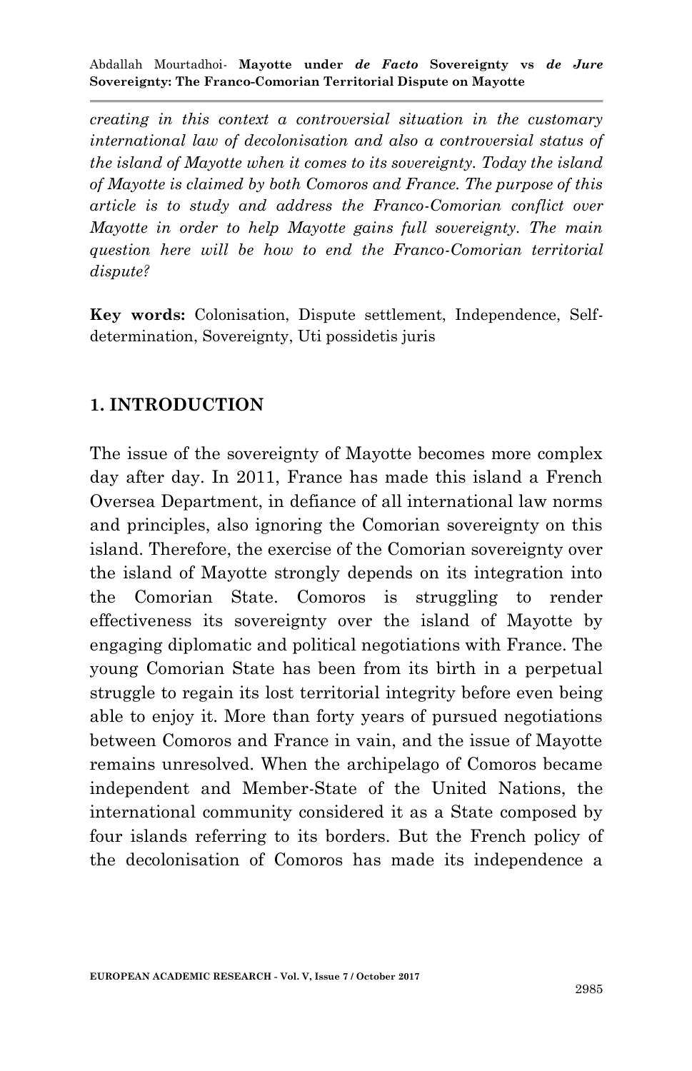*creating in this context a controversial situation in the customary international law of decolonisation and also a controversial status of the island of Mayotte when it comes to its sovereignty. Today the island of Mayotte is claimed by both Comoros and France. The purpose of this article is to study and address the Franco-Comorian conflict over Mayotte in order to help Mayotte gains full sovereignty. The main question here will be how to end the Franco-Comorian territorial dispute?*

**Key words:** Colonisation, Dispute settlement, Independence, Self-determination, Sovereignty, Uti possidetis juris

## 1. INTRODUCTION

The issue of the sovereignty of Mayotte becomes more complex day after day. In 2011, France has made this island a French Oversea Department, in defiance of all international law norms and principles, also ignoring the Comorian sovereignty on this island. Therefore, the exercise of the Comorian sovereignty over the island of Mayotte strongly depends on its integration into the Comorian State. Comoros is struggling to render effectiveness its sovereignty over the island of Mayotte by engaging diplomatic and political negotiations with France. The young Comorian State has been from its birth in a perpetual struggle to regain its lost territorial integrity before even being able to enjoy it. More than forty years of pursued negotiations between Comoros and France in vain, and the issue of Mayotte remains unresolved. When the archipelago of Comoros became independent and Member-State of the United Nations, the international community considered it as a State composed by four islands referring to its borders. But the French policy of the decolonisation of Comoros has made its independence a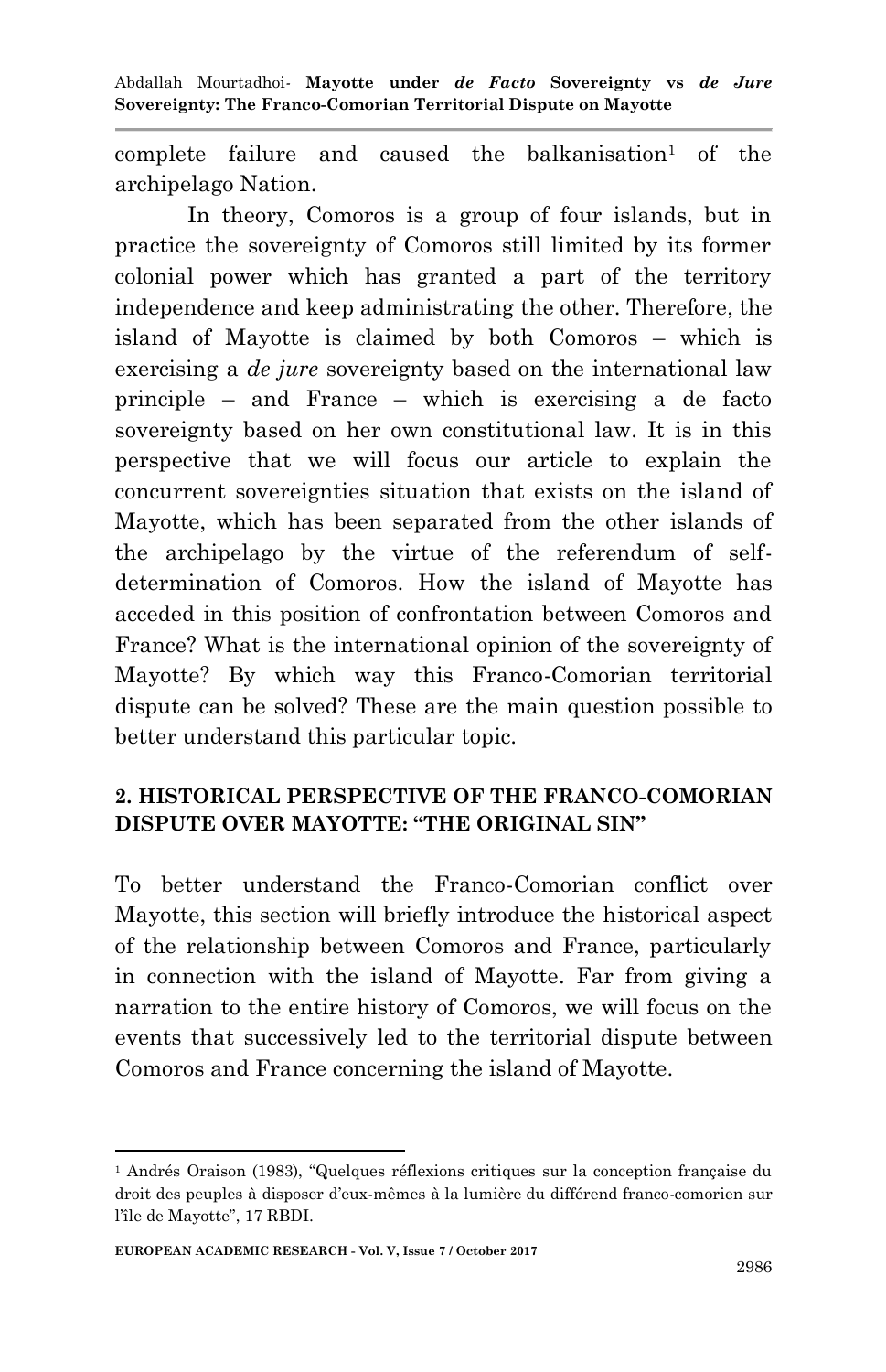complete failure and caused the balkanisation[1] of the archipelago Nation.

In theory, Comoros is a group of four islands, but in practice the sovereignty of Comoros still limited by its former colonial power which has granted a part of the territory independence and keep administrating the other. Therefore, the island of Mayotte is claimed by both Comoros – which is exercising a *de jure* sovereignty based on the international law principle – and France – which is exercising a de facto sovereignty based on her own constitutional law. It is in this perspective that we will focus our article to explain the concurrent sovereignties situation that exists on the island of Mayotte, which has been separated from the other islands of the archipelago by the virtue of the referendum of self-determination of Comoros. How the island of Mayotte has acceded in this position of confrontation between Comoros and France? What is the international opinion of the sovereignty of Mayotte? By which way this Franco-Comorian territorial dispute can be solved? These are the main question possible to better understand this particular topic.

## 2. HISTORICAL PERSPECTIVE OF THE FRANCO-COMORIAN DISPUTE OVER MAYOTTE: "THE ORIGINAL SIN"

To better understand the Franco-Comorian conflict over Mayotte, this section will briefly introduce the historical aspect of the relationship between Comoros and France, particularly in connection with the island of Mayotte. Far from giving a narration to the entire history of Comoros, we will focus on the events that successively led to the territorial dispute between Comoros and France concerning the island of Mayotte.

---

[1] Andrés Oraison (1983), "Quelques réflexions critiques sur la conception française du droit des peuples à disposer d'eux-mêmes à la lumière du différend franco-comorien sur l'île de Mayotte", 17 RBDI.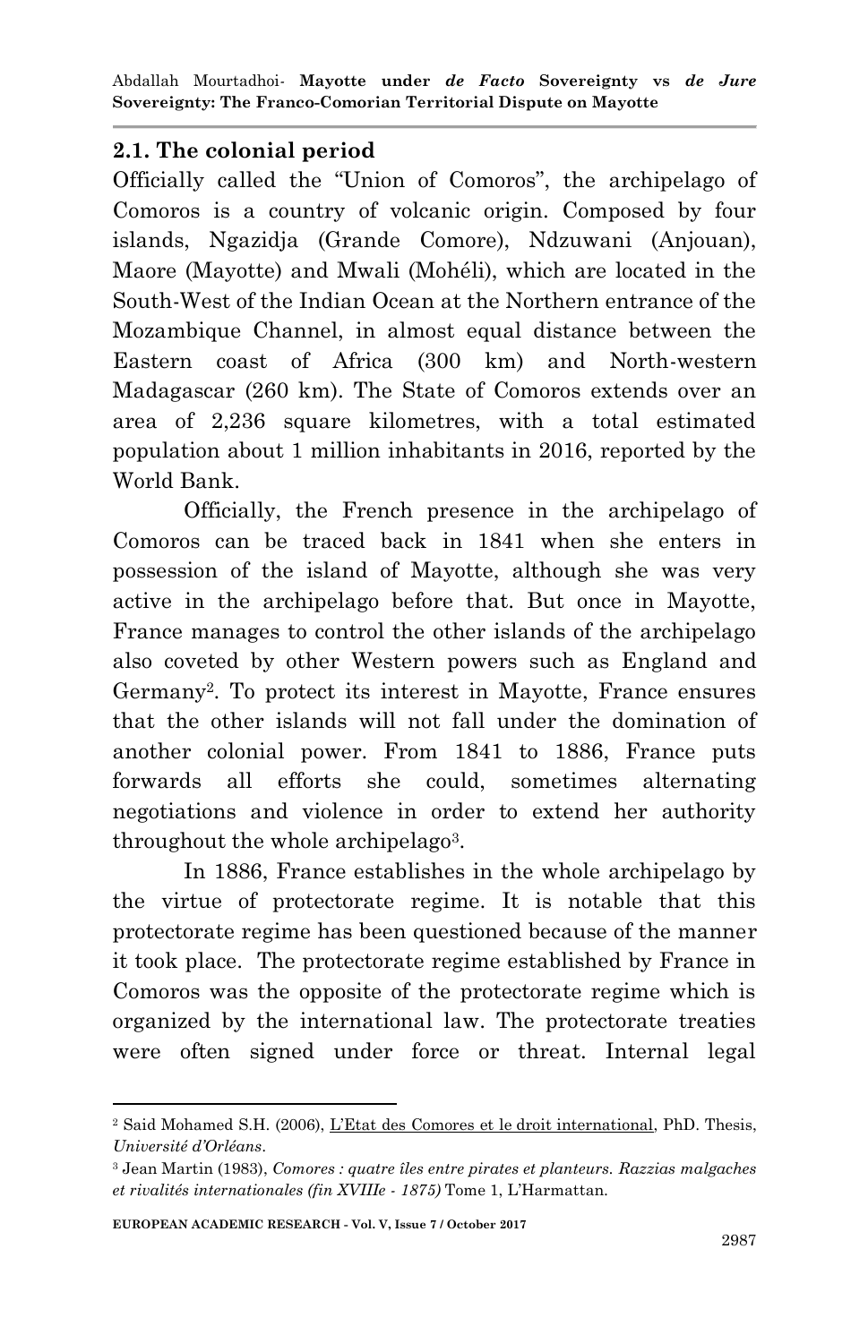## 2.1. The colonial period

Officially called the "Union of Comoros", the archipelago of Comoros is a country of volcanic origin. Composed by four islands, Ngazidja (Grande Comore), Ndzuwani (Anjouan), Maore (Mayotte) and Mwali (Mohéli), which are located in the South-West of the Indian Ocean at the Northern entrance of the Mozambique Channel, in almost equal distance between the Eastern coast of Africa (300 km) and North-western Madagascar (260 km). The State of Comoros extends over an area of 2,236 square kilometres, with a total estimated population about 1 million inhabitants in 2016, reported by the World Bank.

Officially, the French presence in the archipelago of Comoros can be traced back in 1841 when she enters in possession of the island of Mayotte, although she was very active in the archipelago before that. But once in Mayotte, France manages to control the other islands of the archipelago also coveted by other Western powers such as England and Germany[2]. To protect its interest in Mayotte, France ensures that the other islands will not fall under the domination of another colonial power. From 1841 to 1886, France puts forwards all efforts she could, sometimes alternating negotiations and violence in order to extend her authority throughout the whole archipelago[3].

In 1886, France establishes in the whole archipelago by the virtue of protectorate regime. It is notable that this protectorate regime has been questioned because of the manner it took place. The protectorate regime established by France in Comoros was the opposite of the protectorate regime which is organized by the international law. The protectorate treaties were often signed under force or threat. Internal legal

---

[2] Said Mohamed S.H. (2006), L'Etat des Comores et le droit international, PhD. Thesis, *Université d'Orléans*.

[3] Jean Martin (1983), *Comores : quatre îles entre pirates et planteurs. Razzias malgaches et rivalités internationales (fin XVIIIe - 1875)* Tome 1, L'Harmattan.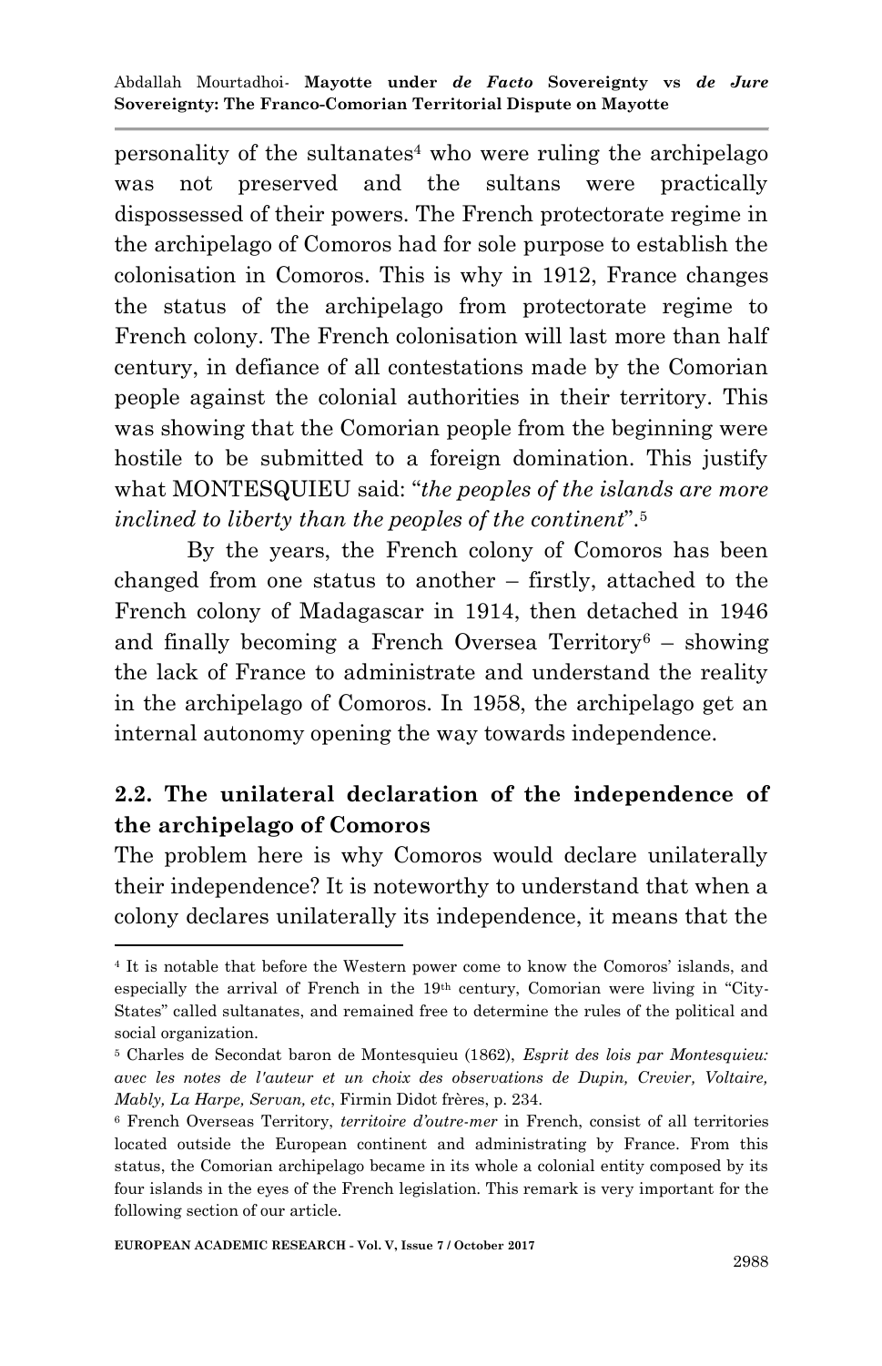personality of the sultanates[4] who were ruling the archipelago was not preserved and the sultans were practically dispossessed of their powers. The French protectorate regime in the archipelago of Comoros had for sole purpose to establish the colonisation in Comoros. This is why in 1912, France changes the status of the archipelago from protectorate regime to French colony. The French colonisation will last more than half century, in defiance of all contestations made by the Comorian people against the colonial authorities in their territory. This was showing that the Comorian people from the beginning were hostile to be submitted to a foreign domination. This justify what MONTESQUIEU said: "*the peoples of the islands are more inclined to liberty than the peoples of the continent*".[5]

By the years, the French colony of Comoros has been changed from one status to another – firstly, attached to the French colony of Madagascar in 1914, then detached in 1946 and finally becoming a French Oversea Territory[6] – showing the lack of France to administrate and understand the reality in the archipelago of Comoros. In 1958, the archipelago get an internal autonomy opening the way towards independence.

## 2.2. The unilateral declaration of the independence of the archipelago of Comoros

The problem here is why Comoros would declare unilaterally their independence? It is noteworthy to understand that when a colony declares unilaterally its independence, it means that the

---

[4] It is notable that before the Western power come to know the Comoros' islands, and especially the arrival of French in the 19th century, Comorian were living in "City-States" called sultanates, and remained free to determine the rules of the political and social organization.

[5] Charles de Secondat baron de Montesquieu (1862), *Esprit des lois par Montesquieu: avec les notes de l'auteur et un choix des observations de Dupin, Crevier, Voltaire, Mably, La Harpe, Servan, etc*, Firmin Didot frères, p. 234.

[6] French Overseas Territory, *territoire d'outre-mer* in French, consist of all territories located outside the European continent and administrating by France. From this status, the Comorian archipelago became in its whole a colonial entity composed by its four islands in the eyes of the French legislation. This remark is very important for the following section of our article.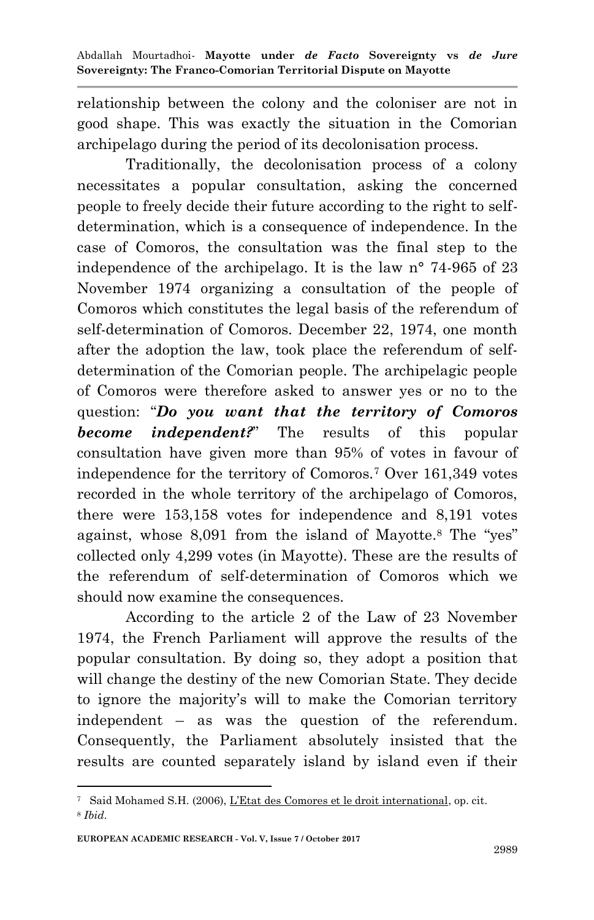relationship between the colony and the coloniser are not in good shape. This was exactly the situation in the Comorian archipelago during the period of its decolonisation process.

Traditionally, the decolonisation process of a colony necessitates a popular consultation, asking the concerned people to freely decide their future according to the right to self-determination, which is a consequence of independence. In the case of Comoros, the consultation was the final step to the independence of the archipelago. It is the law n° 74-965 of 23 November 1974 organizing a consultation of the people of Comoros which constitutes the legal basis of the referendum of self-determination of Comoros. December 22, 1974, one month after the adoption the law, took place the referendum of self-determination of the Comorian people. The archipelagic people of Comoros were therefore asked to answer yes or no to the question: "***Do you want that the territory of Comoros become independent?***" The results of this popular consultation have given more than 95% of votes in favour of independence for the territory of Comoros.[7] Over 161,349 votes recorded in the whole territory of the archipelago of Comoros, there were 153,158 votes for independence and 8,191 votes against, whose 8,091 from the island of Mayotte.[8] The "yes" collected only 4,299 votes (in Mayotte). These are the results of the referendum of self-determination of Comoros which we should now examine the consequences.

According to the article 2 of the Law of 23 November 1974, the French Parliament will approve the results of the popular consultation. By doing so, they adopt a position that will change the destiny of the new Comorian State. They decide to ignore the majority's will to make the Comorian territory independent – as was the question of the referendum. Consequently, the Parliament absolutely insisted that the results are counted separately island by island even if their

[7] Said Mohamed S.H. (2006), L'Etat des Comores et le droit international, op. cit.

[8] *Ibid.*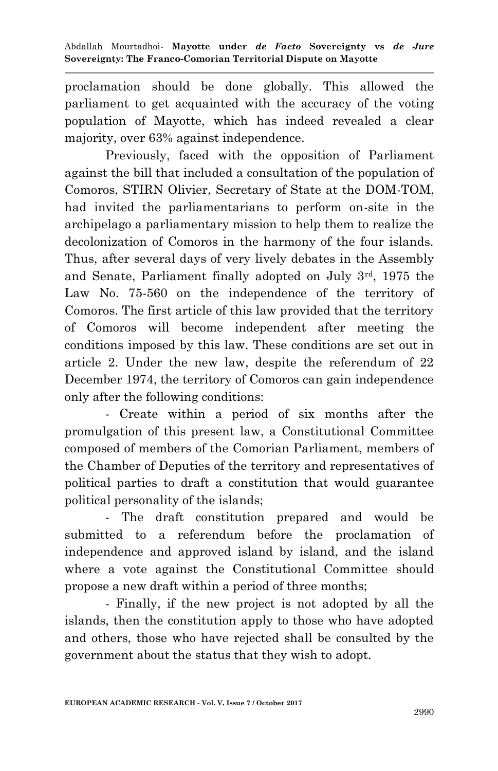proclamation should be done globally. This allowed the parliament to get acquainted with the accuracy of the voting population of Mayotte, which has indeed revealed a clear majority, over 63% against independence.

Previously, faced with the opposition of Parliament against the bill that included a consultation of the population of Comoros, STIRN Olivier, Secretary of State at the DOM-TOM, had invited the parliamentarians to perform on-site in the archipelago a parliamentary mission to help them to realize the decolonization of Comoros in the harmony of the four islands. Thus, after several days of very lively debates in the Assembly and Senate, Parliament finally adopted on July 3rd, 1975 the Law No. 75-560 on the independence of the territory of Comoros. The first article of this law provided that the territory of Comoros will become independent after meeting the conditions imposed by this law. These conditions are set out in article 2. Under the new law, despite the referendum of 22 December 1974, the territory of Comoros can gain independence only after the following conditions:

- Create within a period of six months after the promulgation of this present law, a Constitutional Committee composed of members of the Comorian Parliament, members of the Chamber of Deputies of the territory and representatives of political parties to draft a constitution that would guarantee political personality of the islands;

- The draft constitution prepared and would be submitted to a referendum before the proclamation of independence and approved island by island, and the island where a vote against the Constitutional Committee should propose a new draft within a period of three months;

- Finally, if the new project is not adopted by all the islands, then the constitution apply to those who have adopted and others, those who have rejected shall be consulted by the government about the status that they wish to adopt.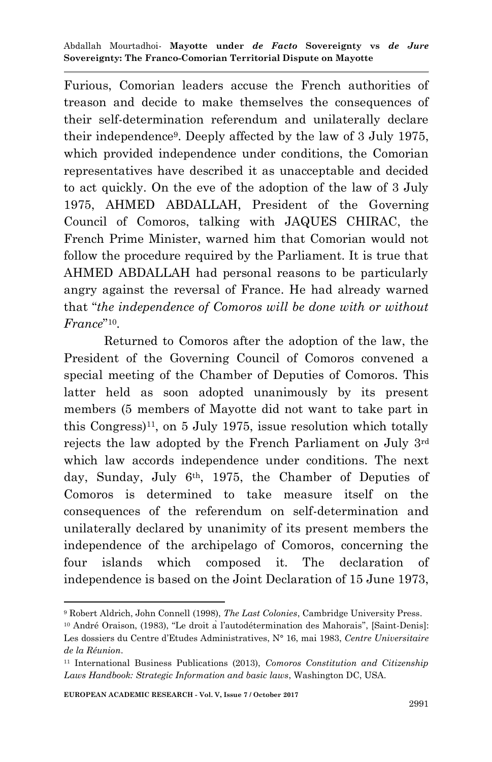Furious, Comorian leaders accuse the French authorities of treason and decide to make themselves the consequences of their self-determination referendum and unilaterally declare their independence[9]. Deeply affected by the law of 3 July 1975, which provided independence under conditions, the Comorian representatives have described it as unacceptable and decided to act quickly. On the eve of the adoption of the law of 3 July 1975, AHMED ABDALLAH, President of the Governing Council of Comoros, talking with JAQUES CHIRAC, the French Prime Minister, warned him that Comorian would not follow the procedure required by the Parliament. It is true that AHMED ABDALLAH had personal reasons to be particularly angry against the reversal of France. He had already warned that "*the independence of Comoros will be done with or without France*"[10].

Returned to Comoros after the adoption of the law, the President of the Governing Council of Comoros convened a special meeting of the Chamber of Deputies of Comoros. This latter held as soon adopted unanimously by its present members (5 members of Mayotte did not want to take part in this Congress)[11], on 5 July 1975, issue resolution which totally rejects the law adopted by the French Parliament on July 3rd which law accords independence under conditions. The next day, Sunday, July 6th, 1975, the Chamber of Deputies of Comoros is determined to take measure itself on the consequences of the referendum on self-determination and unilaterally declared by unanimity of its present members the independence of the archipelago of Comoros, concerning the four islands which composed it. The declaration of independence is based on the Joint Declaration of 15 June 1973,

---

[9] Robert Aldrich, John Connell (1998), *The Last Colonies*, Cambridge University Press.

[10] André Oraison, (1983), "Le droit à l'autodétermination des Mahorais", [Saint-Denis]: Les dossiers du Centre d'Etudes Administratives, N° 16, mai 1983, *Centre Universitaire de la Réunion*.

[11] International Business Publications (2013), *Comoros Constitution and Citizenship Laws Handbook: Strategic Information and basic laws*, Washington DC, USA.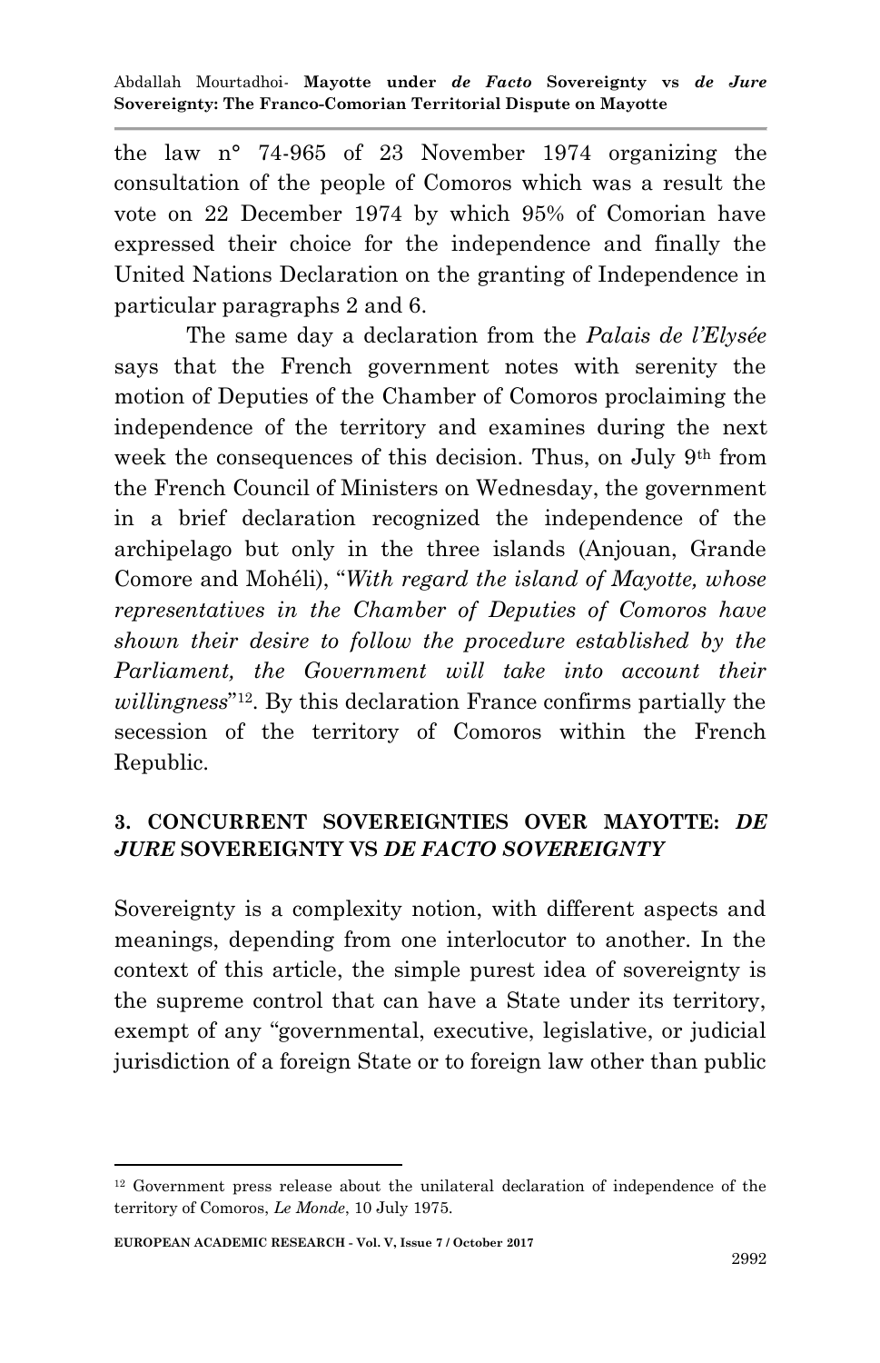the law n° 74-965 of 23 November 1974 organizing the consultation of the people of Comoros which was a result the vote on 22 December 1974 by which 95% of Comorian have expressed their choice for the independence and finally the United Nations Declaration on the granting of Independence in particular paragraphs 2 and 6.

The same day a declaration from the *Palais de l'Elysée* says that the French government notes with serenity the motion of Deputies of the Chamber of Comoros proclaiming the independence of the territory and examines during the next week the consequences of this decision. Thus, on July 9th from the French Council of Ministers on Wednesday, the government in a brief declaration recognized the independence of the archipelago but only in the three islands (Anjouan, Grande Comore and Mohéli), "*With regard the island of Mayotte, whose representatives in the Chamber of Deputies of Comoros have shown their desire to follow the procedure established by the Parliament, the Government will take into account their willingness*"[12]. By this declaration France confirms partially the secession of the territory of Comoros within the French Republic.

## 3. CONCURRENT SOVEREIGNTIES OVER MAYOTTE: *DE JURE* SOVEREIGNTY VS *DE FACTO SOVEREIGNTY*

Sovereignty is a complexity notion, with different aspects and meanings, depending from one interlocutor to another. In the context of this article, the simple purest idea of sovereignty is the supreme control that can have a State under its territory, exempt of any "governmental, executive, legislative, or judicial jurisdiction of a foreign State or to foreign law other than public

---

[12] Government press release about the unilateral declaration of independence of the territory of Comoros, *Le Monde*, 10 July 1975.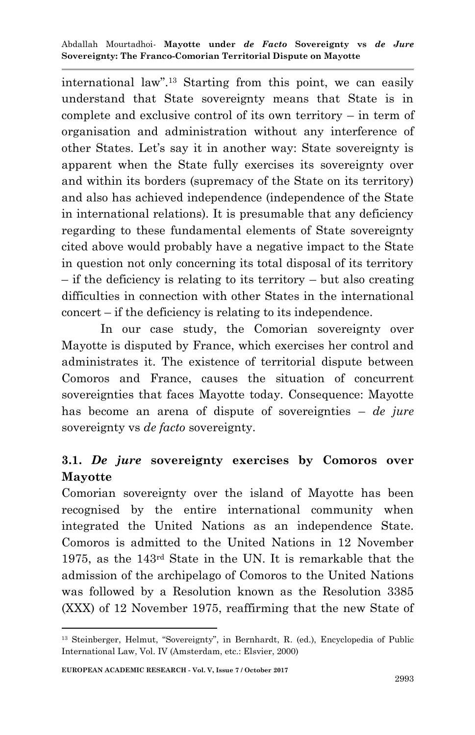international law".[13] Starting from this point, we can easily understand that State sovereignty means that State is in complete and exclusive control of its own territory – in term of organisation and administration without any interference of other States. Let's say it in another way: State sovereignty is apparent when the State fully exercises its sovereignty over and within its borders (supremacy of the State on its territory) and also has achieved independence (independence of the State in international relations). It is presumable that any deficiency regarding to these fundamental elements of State sovereignty cited above would probably have a negative impact to the State in question not only concerning its total disposal of its territory – if the deficiency is relating to its territory – but also creating difficulties in connection with other States in the international concert – if the deficiency is relating to its independence.

In our case study, the Comorian sovereignty over Mayotte is disputed by France, which exercises her control and administrates it. The existence of territorial dispute between Comoros and France, causes the situation of concurrent sovereignties that faces Mayotte today. Consequence: Mayotte has become an arena of dispute of sovereignties – *de jure* sovereignty vs *de facto* sovereignty.

### 3.1. *De jure* sovereignty exercises by Comoros over Mayotte

Comorian sovereignty over the island of Mayotte has been recognised by the entire international community when integrated the United Nations as an independence State. Comoros is admitted to the United Nations in 12 November 1975, as the 143rd State in the UN. It is remarkable that the admission of the archipelago of Comoros to the United Nations was followed by a Resolution known as the Resolution 3385 (XXX) of 12 November 1975, reaffirming that the new State of

---

[13] Steinberger, Helmut, "Sovereignty", in Bernhardt, R. (ed.), Encyclopedia of Public International Law, Vol. IV (Amsterdam, etc.: Elsvier, 2000)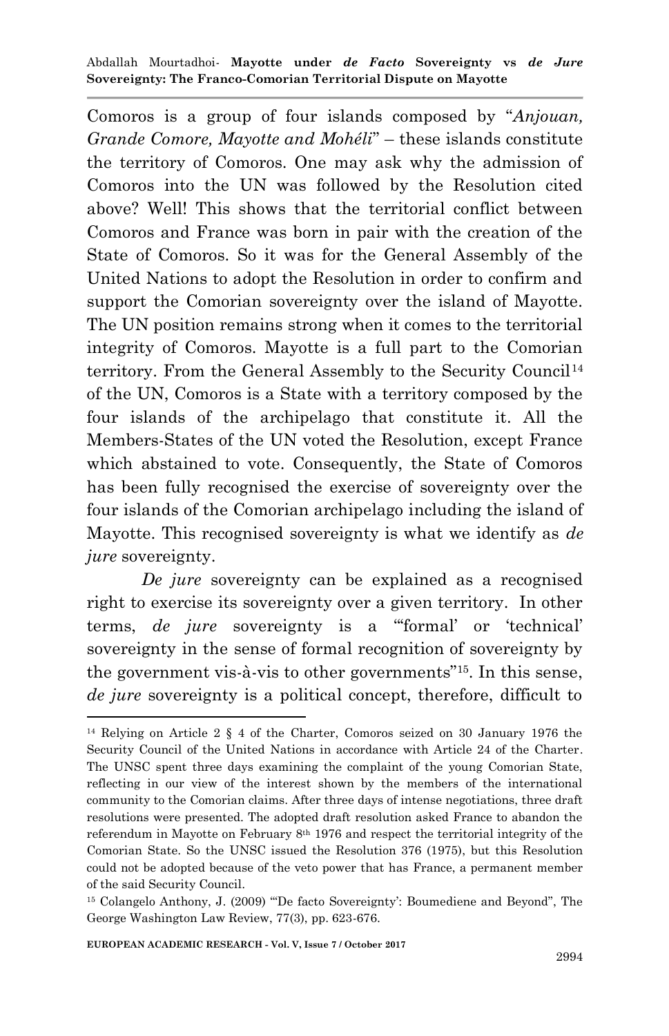Comoros is a group of four islands composed by "*Anjouan, Grande Comore, Mayotte and Mohéli*" – these islands constitute the territory of Comoros. One may ask why the admission of Comoros into the UN was followed by the Resolution cited above? Well! This shows that the territorial conflict between Comoros and France was born in pair with the creation of the State of Comoros. So it was for the General Assembly of the United Nations to adopt the Resolution in order to confirm and support the Comorian sovereignty over the island of Mayotte. The UN position remains strong when it comes to the territorial integrity of Comoros. Mayotte is a full part to the Comorian territory. From the General Assembly to the Security Council[14] of the UN, Comoros is a State with a territory composed by the four islands of the archipelago that constitute it. All the Members-States of the UN voted the Resolution, except France which abstained to vote. Consequently, the State of Comoros has been fully recognised the exercise of sovereignty over the four islands of the Comorian archipelago including the island of Mayotte. This recognised sovereignty is what we identify as *de jure* sovereignty.

*De jure* sovereignty can be explained as a recognised right to exercise its sovereignty over a given territory. In other terms, *de jure* sovereignty is a "'formal' or 'technical' sovereignty in the sense of formal recognition of sovereignty by the government vis-à-vis to other governments"[15]. In this sense, *de jure* sovereignty is a political concept, therefore, difficult to

---

[14] Relying on Article 2 § 4 of the Charter, Comoros seized on 30 January 1976 the Security Council of the United Nations in accordance with Article 24 of the Charter. The UNSC spent three days examining the complaint of the young Comorian State, reflecting in our view of the interest shown by the members of the international community to the Comorian claims. After three days of intense negotiations, three draft resolutions were presented. The adopted draft resolution asked France to abandon the referendum in Mayotte on February 8th 1976 and respect the territorial integrity of the Comorian State. So the UNSC issued the Resolution 376 (1975), but this Resolution could not be adopted because of the veto power that has France, a permanent member of the said Security Council.

[15] Colangelo Anthony, J. (2009) "'De facto Sovereignty': Boumediene and Beyond", The George Washington Law Review, 77(3), pp. 623-676.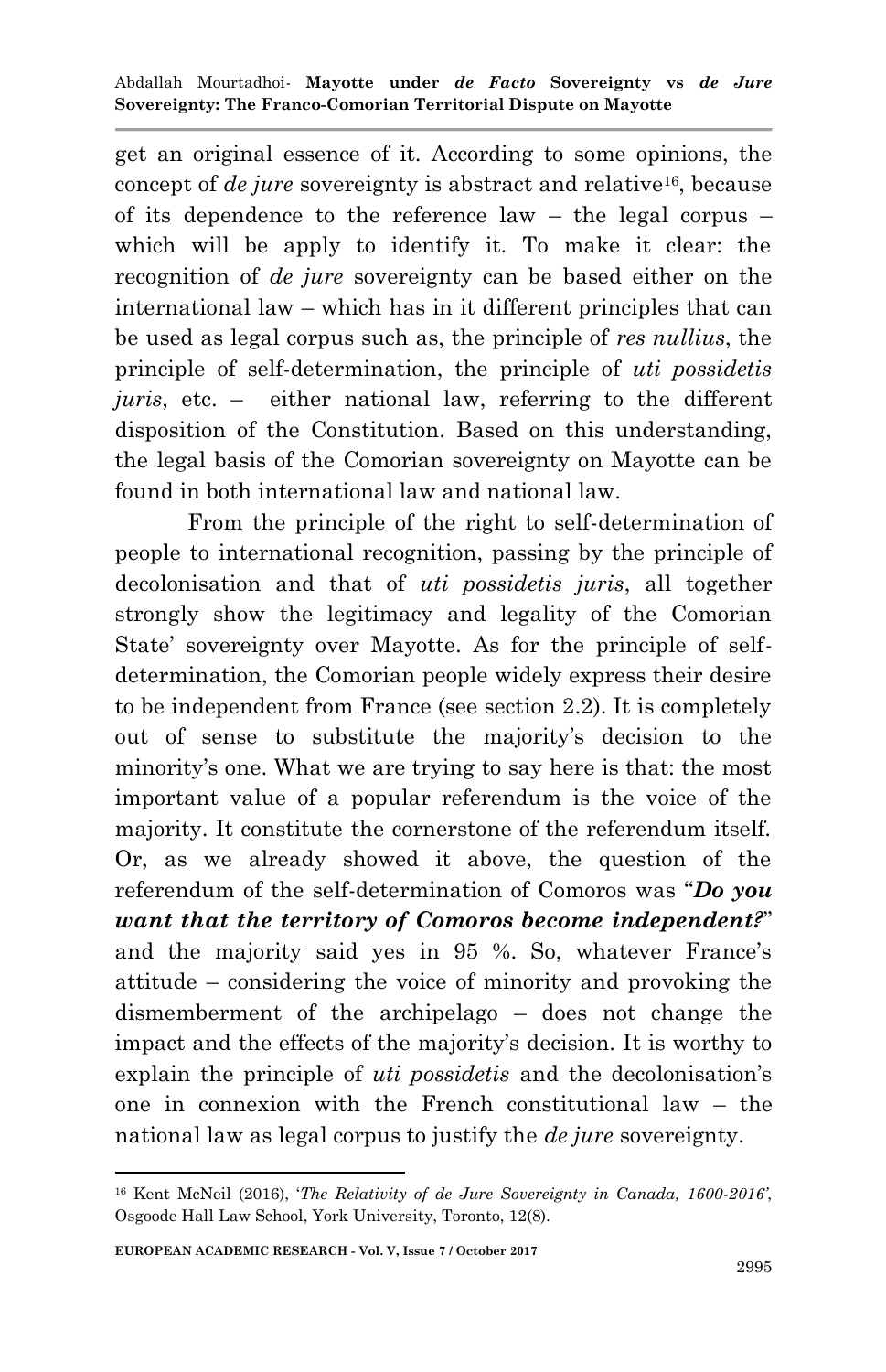get an original essence of it. According to some opinions, the concept of *de jure* sovereignty is abstract and relative[16], because of its dependence to the reference law – the legal corpus – which will be apply to identify it. To make it clear: the recognition of *de jure* sovereignty can be based either on the international law – which has in it different principles that can be used as legal corpus such as, the principle of *res nullius*, the principle of self-determination, the principle of *uti possidetis juris*, etc. – either national law, referring to the different disposition of the Constitution. Based on this understanding, the legal basis of the Comorian sovereignty on Mayotte can be found in both international law and national law.

From the principle of the right to self-determination of people to international recognition, passing by the principle of decolonisation and that of *uti possidetis juris*, all together strongly show the legitimacy and legality of the Comorian State' sovereignty over Mayotte. As for the principle of self-determination, the Comorian people widely express their desire to be independent from France (see section 2.2). It is completely out of sense to substitute the majority's decision to the minority's one. What we are trying to say here is that: the most important value of a popular referendum is the voice of the majority. It constitute the cornerstone of the referendum itself. Or, as we already showed it above, the question of the referendum of the self-determination of Comoros was "***Do you want that the territory of Comoros become independent?***" and the majority said yes in 95 %. So, whatever France's attitude – considering the voice of minority and provoking the dismemberment of the archipelago – does not change the impact and the effects of the majority's decision. It is worthy to explain the principle of *uti possidetis* and the decolonisation's one in connexion with the French constitutional law – the national law as legal corpus to justify the *de jure* sovereignty.

---

[16] Kent McNeil (2016), '*The Relativity of de Jure Sovereignty in Canada, 1600-2016*', Osgoode Hall Law School, York University, Toronto, 12(8).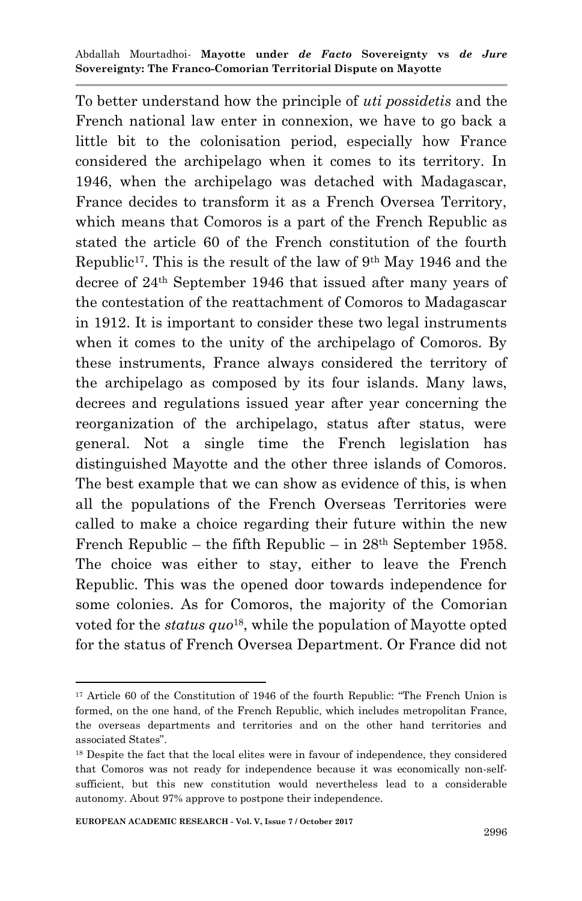To better understand how the principle of *uti possidetis* and the French national law enter in connexion, we have to go back a little bit to the colonisation period, especially how France considered the archipelago when it comes to its territory. In 1946, when the archipelago was detached with Madagascar, France decides to transform it as a French Oversea Territory, which means that Comoros is a part of the French Republic as stated the article 60 of the French constitution of the fourth Republic[17]. This is the result of the law of 9th May 1946 and the decree of 24th September 1946 that issued after many years of the contestation of the reattachment of Comoros to Madagascar in 1912. It is important to consider these two legal instruments when it comes to the unity of the archipelago of Comoros. By these instruments, France always considered the territory of the archipelago as composed by its four islands. Many laws, decrees and regulations issued year after year concerning the reorganization of the archipelago, status after status, were general. Not a single time the French legislation has distinguished Mayotte and the other three islands of Comoros. The best example that we can show as evidence of this, is when all the populations of the French Overseas Territories were called to make a choice regarding their future within the new French Republic – the fifth Republic – in 28th September 1958. The choice was either to stay, either to leave the French Republic. This was the opened door towards independence for some colonies. As for Comoros, the majority of the Comorian voted for the *status quo*[18], while the population of Mayotte opted for the status of French Oversea Department. Or France did not

---

[17] Article 60 of the Constitution of 1946 of the fourth Republic: "The French Union is formed, on the one hand, of the French Republic, which includes metropolitan France, the overseas departments and territories and on the other hand territories and associated States".

[18] Despite the fact that the local elites were in favour of independence, they considered that Comoros was not ready for independence because it was economically non-self-sufficient, but this new constitution would nevertheless lead to a considerable autonomy. About 97% approve to postpone their independence.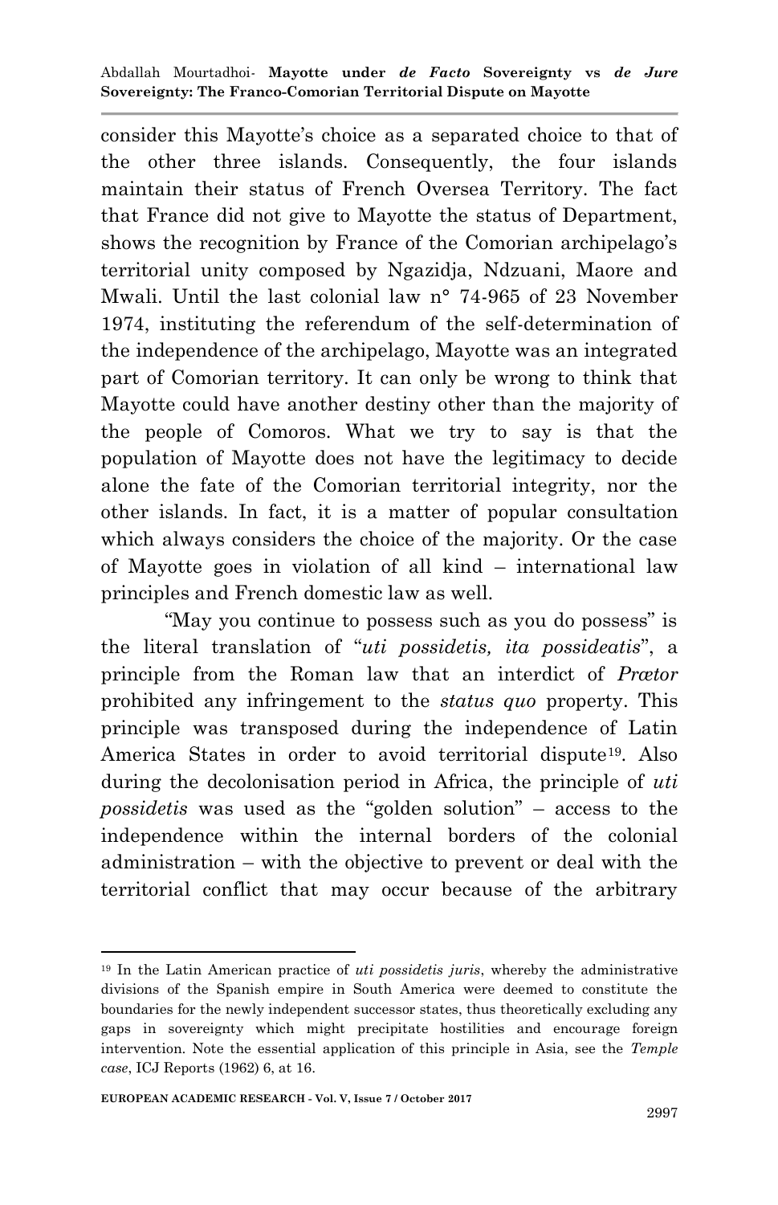consider this Mayotte's choice as a separated choice to that of the other three islands. Consequently, the four islands maintain their status of French Oversea Territory. The fact that France did not give to Mayotte the status of Department, shows the recognition by France of the Comorian archipelago's territorial unity composed by Ngazidja, Ndzuani, Maore and Mwali. Until the last colonial law n° 74-965 of 23 November 1974, instituting the referendum of the self-determination of the independence of the archipelago, Mayotte was an integrated part of Comorian territory. It can only be wrong to think that Mayotte could have another destiny other than the majority of the people of Comoros. What we try to say is that the population of Mayotte does not have the legitimacy to decide alone the fate of the Comorian territorial integrity, nor the other islands. In fact, it is a matter of popular consultation which always considers the choice of the majority. Or the case of Mayotte goes in violation of all kind – international law principles and French domestic law as well.

"May you continue to possess such as you do possess" is the literal translation of "*uti possidetis, ita possideatis*", a principle from the Roman law that an interdict of *Prœtor* prohibited any infringement to the *status quo* property. This principle was transposed during the independence of Latin America States in order to avoid territorial dispute[19]. Also during the decolonisation period in Africa, the principle of *uti possidetis* was used as the "golden solution" – access to the independence within the internal borders of the colonial administration – with the objective to prevent or deal with the territorial conflict that may occur because of the arbitrary

---

[19] In the Latin American practice of *uti possidetis juris*, whereby the administrative divisions of the Spanish empire in South America were deemed to constitute the boundaries for the newly independent successor states, thus theoretically excluding any gaps in sovereignty which might precipitate hostilities and encourage foreign intervention. Note the essential application of this principle in Asia, see the *Temple case*, ICJ Reports (1962) 6, at 16.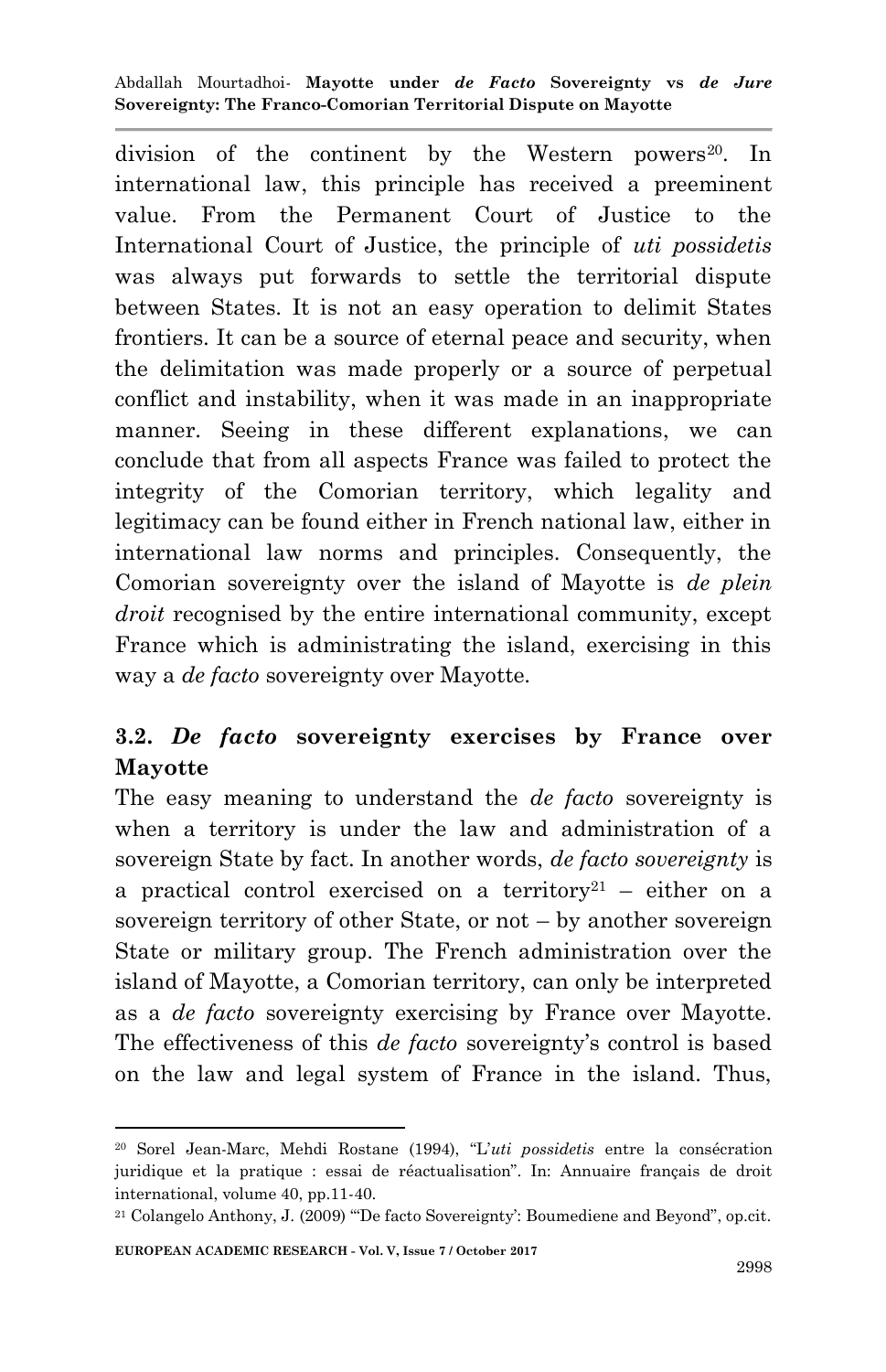division of the continent by the Western powers[20]. In international law, this principle has received a preeminent value. From the Permanent Court of Justice to the International Court of Justice, the principle of *uti possidetis* was always put forwards to settle the territorial dispute between States. It is not an easy operation to delimit States frontiers. It can be a source of eternal peace and security, when the delimitation was made properly or a source of perpetual conflict and instability, when it was made in an inappropriate manner. Seeing in these different explanations, we can conclude that from all aspects France was failed to protect the integrity of the Comorian territory, which legality and legitimacy can be found either in French national law, either in international law norms and principles. Consequently, the Comorian sovereignty over the island of Mayotte is *de plein droit* recognised by the entire international community, except France which is administrating the island, exercising in this way a *de facto* sovereignty over Mayotte.

### 3.2. *De facto* sovereignty exercises by France over Mayotte

The easy meaning to understand the *de facto* sovereignty is when a territory is under the law and administration of a sovereign State by fact. In another words, *de facto sovereignty* is a practical control exercised on a territory[21] – either on a sovereign territory of other State, or not – by another sovereign State or military group. The French administration over the island of Mayotte, a Comorian territory, can only be interpreted as a *de facto* sovereignty exercising by France over Mayotte. The effectiveness of this *de facto* sovereignty's control is based on the law and legal system of France in the island. Thus,

---

[20] Sorel Jean-Marc, Mehdi Rostane (1994), "L'*uti possidetis* entre la consécration juridique et la pratique : essai de réactualisation". In: Annuaire français de droit international, volume 40, pp.11-40.

[21] Colangelo Anthony, J. (2009) "'De facto Sovereignty': Boumediene and Beyond", op.cit.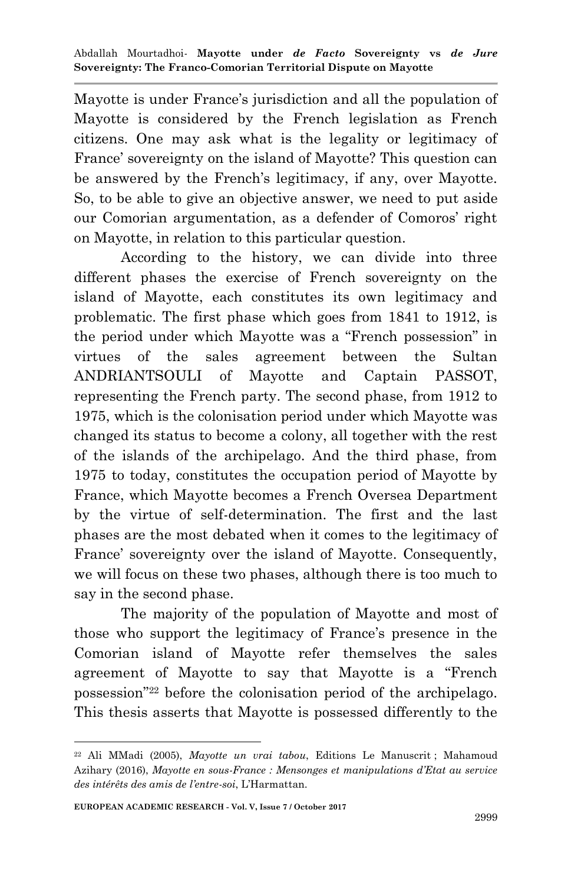Mayotte is under France's jurisdiction and all the population of Mayotte is considered by the French legislation as French citizens. One may ask what is the legality or legitimacy of France' sovereignty on the island of Mayotte? This question can be answered by the French's legitimacy, if any, over Mayotte. So, to be able to give an objective answer, we need to put aside our Comorian argumentation, as a defender of Comoros' right on Mayotte, in relation to this particular question.

According to the history, we can divide into three different phases the exercise of French sovereignty on the island of Mayotte, each constitutes its own legitimacy and problematic. The first phase which goes from 1841 to 1912, is the period under which Mayotte was a "French possession" in virtues of the sales agreement between the Sultan ANDRIANTSOULI of Mayotte and Captain PASSOT, representing the French party. The second phase, from 1912 to 1975, which is the colonisation period under which Mayotte was changed its status to become a colony, all together with the rest of the islands of the archipelago. And the third phase, from 1975 to today, constitutes the occupation period of Mayotte by France, which Mayotte becomes a French Oversea Department by the virtue of self-determination. The first and the last phases are the most debated when it comes to the legitimacy of France' sovereignty over the island of Mayotte. Consequently, we will focus on these two phases, although there is too much to say in the second phase.

The majority of the population of Mayotte and most of those who support the legitimacy of France's presence in the Comorian island of Mayotte refer themselves the sales agreement of Mayotte to say that Mayotte is a "French possession"[22] before the colonisation period of the archipelago. This thesis asserts that Mayotte is possessed differently to the

---

[22] Ali MMadi (2005), *Mayotte un vrai tabou*, Editions Le Manuscrit ; Mahamoud Azihary (2016), *Mayotte en sous-France : Mensonges et manipulations d'Etat au service des intérêts des amis de l'entre-soi*, L'Harmattan.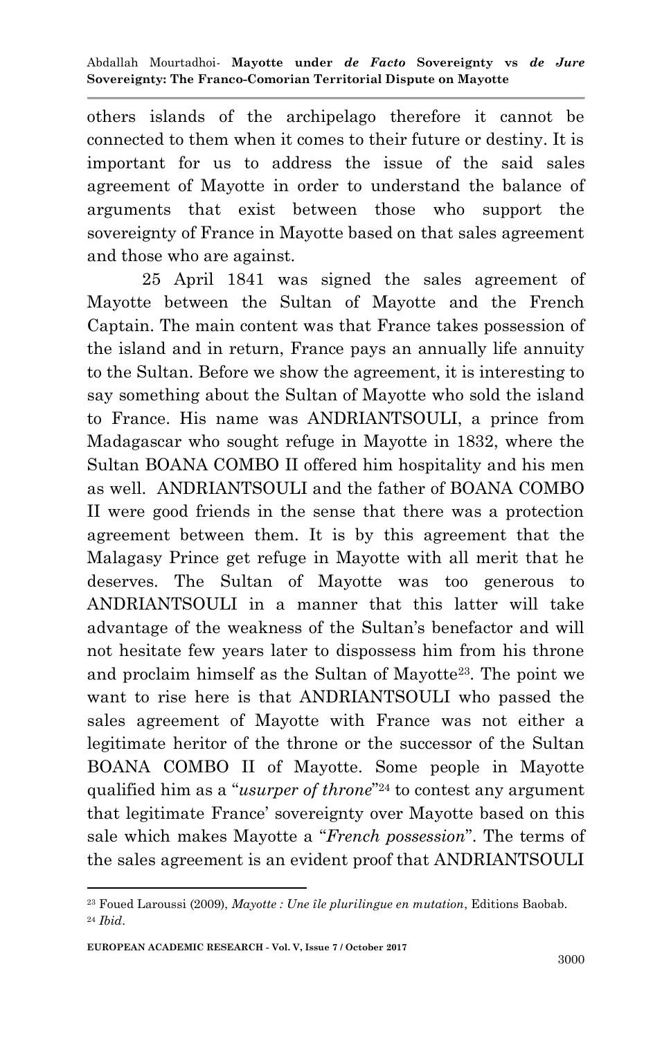others islands of the archipelago therefore it cannot be connected to them when it comes to their future or destiny. It is important for us to address the issue of the said sales agreement of Mayotte in order to understand the balance of arguments that exist between those who support the sovereignty of France in Mayotte based on that sales agreement and those who are against.

25 April 1841 was signed the sales agreement of Mayotte between the Sultan of Mayotte and the French Captain. The main content was that France takes possession of the island and in return, France pays an annually life annuity to the Sultan. Before we show the agreement, it is interesting to say something about the Sultan of Mayotte who sold the island to France. His name was ANDRIANTSOULI, a prince from Madagascar who sought refuge in Mayotte in 1832, where the Sultan BOANA COMBO II offered him hospitality and his men as well. ANDRIANTSOULI and the father of BOANA COMBO II were good friends in the sense that there was a protection agreement between them. It is by this agreement that the Malagasy Prince get refuge in Mayotte with all merit that he deserves. The Sultan of Mayotte was too generous to ANDRIANTSOULI in a manner that this latter will take advantage of the weakness of the Sultan's benefactor and will not hesitate few years later to dispossess him from his throne and proclaim himself as the Sultan of Mayotte[23]. The point we want to rise here is that ANDRIANTSOULI who passed the sales agreement of Mayotte with France was not either a legitimate heritor of the throne or the successor of the Sultan BOANA COMBO II of Mayotte. Some people in Mayotte qualified him as a "*usurper of throne*"[24] to contest any argument that legitimate France' sovereignty over Mayotte based on this sale which makes Mayotte a "*French possession*". The terms of the sales agreement is an evident proof that ANDRIANTSOULI

[23] Foued Laroussi (2009), *Mayotte : Une île plurilingue en mutation*, Editions Baobab.

[24] *Ibid*.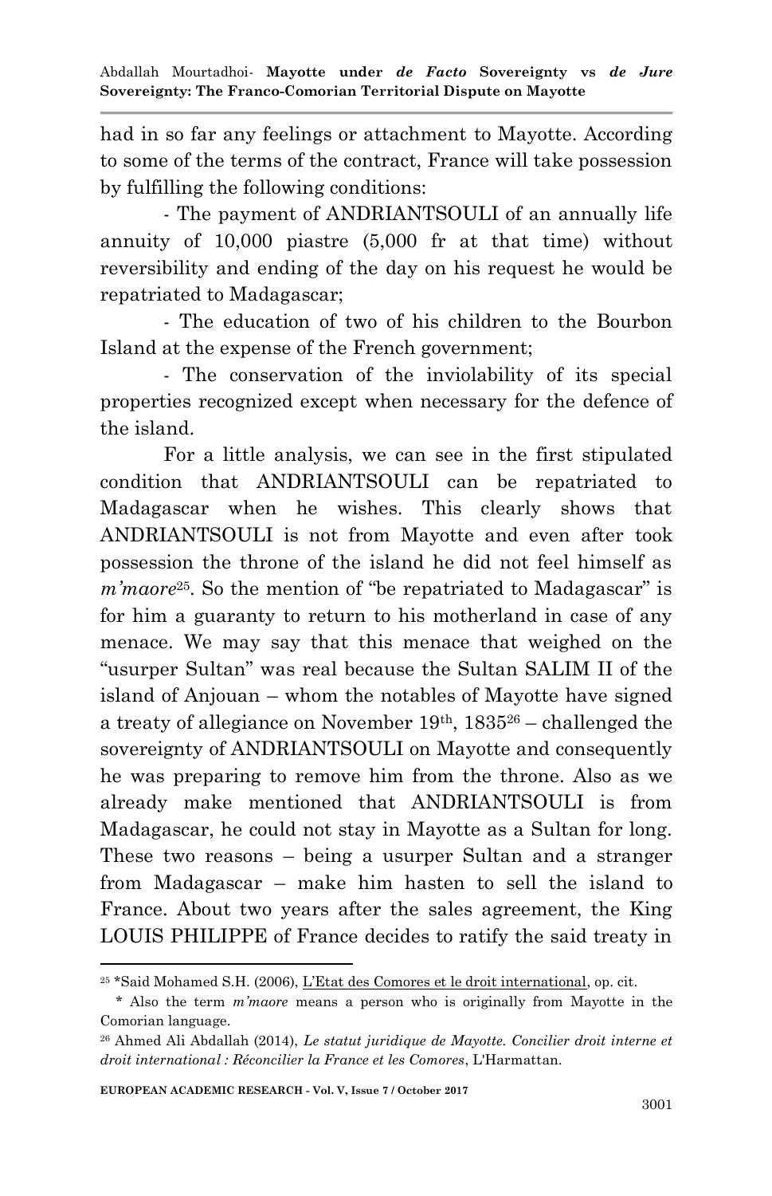had in so far any feelings or attachment to Mayotte. According to some of the terms of the contract, France will take possession by fulfilling the following conditions:

- The payment of ANDRIANTSOULI of an annually life annuity of 10,000 piastre (5,000 fr at that time) without reversibility and ending of the day on his request he would be repatriated to Madagascar;

- The education of two of his children to the Bourbon Island at the expense of the French government;

- The conservation of the inviolability of its special properties recognized except when necessary for the defence of the island.

For a little analysis, we can see in the first stipulated condition that ANDRIANTSOULI can be repatriated to Madagascar when he wishes. This clearly shows that ANDRIANTSOULI is not from Mayotte and even after took possession the throne of the island he did not feel himself as *m'maore*[25]. So the mention of "be repatriated to Madagascar" is for him a guaranty to return to his motherland in case of any menace. We may say that this menace that weighed on the "usurper Sultan" was real because the Sultan SALIM II of the island of Anjouan – whom the notables of Mayotte have signed a treaty of allegiance on November 19th, 1835[26] – challenged the sovereignty of ANDRIANTSOULI on Mayotte and consequently he was preparing to remove him from the throne. Also as we already make mentioned that ANDRIANTSOULI is from Madagascar, he could not stay in Mayotte as a Sultan for long. These two reasons – being a usurper Sultan and a stranger from Madagascar – make him hasten to sell the island to France. About two years after the sales agreement, the King LOUIS PHILIPPE of France decides to ratify the said treaty in

---

[25] *Said Mohamed S.H. (2006), L'Etat des Comores et le droit international, op. cit.
 * Also the term *m'maore* means a person who is originally from Mayotte in the Comorian language.

[26] Ahmed Ali Abdallah (2014), *Le statut juridique de Mayotte. Concilier droit interne et droit international : Réconcilier la France et les Comores*, L'Harmattan.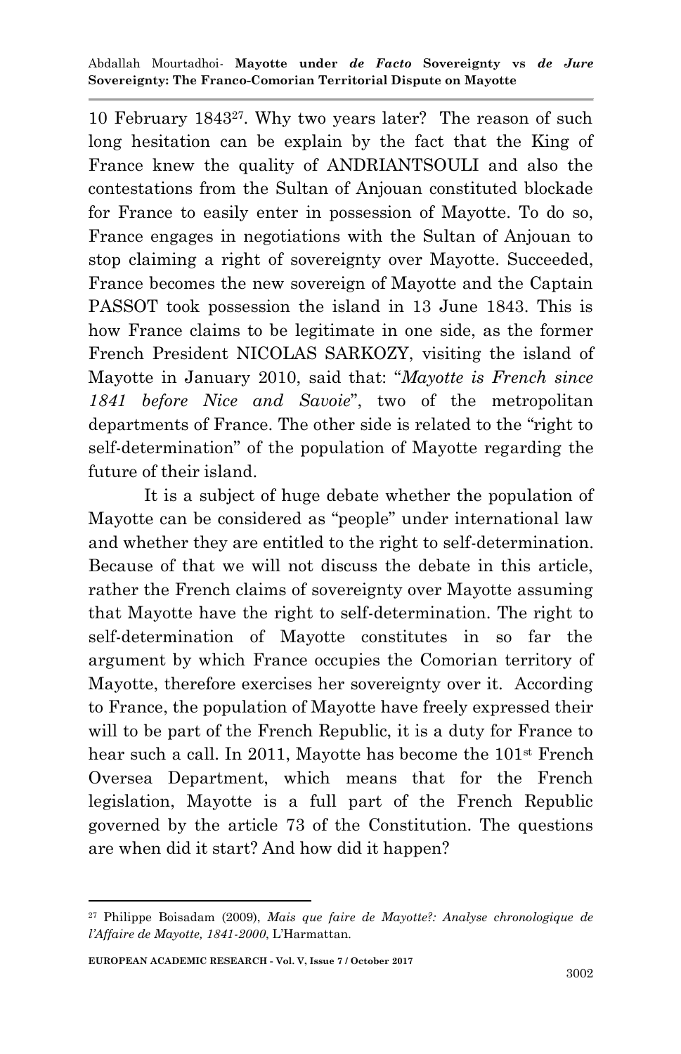10 February 1843[27]. Why two years later? The reason of such long hesitation can be explain by the fact that the King of France knew the quality of ANDRIANTSOULI and also the contestations from the Sultan of Anjouan constituted blockade for France to easily enter in possession of Mayotte. To do so, France engages in negotiations with the Sultan of Anjouan to stop claiming a right of sovereignty over Mayotte. Succeeded, France becomes the new sovereign of Mayotte and the Captain PASSOT took possession the island in 13 June 1843. This is how France claims to be legitimate in one side, as the former French President NICOLAS SARKOZY, visiting the island of Mayotte in January 2010, said that: "*Mayotte is French since 1841 before Nice and Savoie*", two of the metropolitan departments of France. The other side is related to the "right to self-determination" of the population of Mayotte regarding the future of their island.

It is a subject of huge debate whether the population of Mayotte can be considered as "people" under international law and whether they are entitled to the right to self-determination. Because of that we will not discuss the debate in this article, rather the French claims of sovereignty over Mayotte assuming that Mayotte have the right to self-determination. The right to self-determination of Mayotte constitutes in so far the argument by which France occupies the Comorian territory of Mayotte, therefore exercises her sovereignty over it. According to France, the population of Mayotte have freely expressed their will to be part of the French Republic, it is a duty for France to hear such a call. In 2011, Mayotte has become the 101st French Oversea Department, which means that for the French legislation, Mayotte is a full part of the French Republic governed by the article 73 of the Constitution. The questions are when did it start? And how did it happen?

---

[27] Philippe Boisadam (2009), *Mais que faire de Mayotte?: Analyse chronologique de l'Affaire de Mayotte, 1841-2000*, L'Harmattan.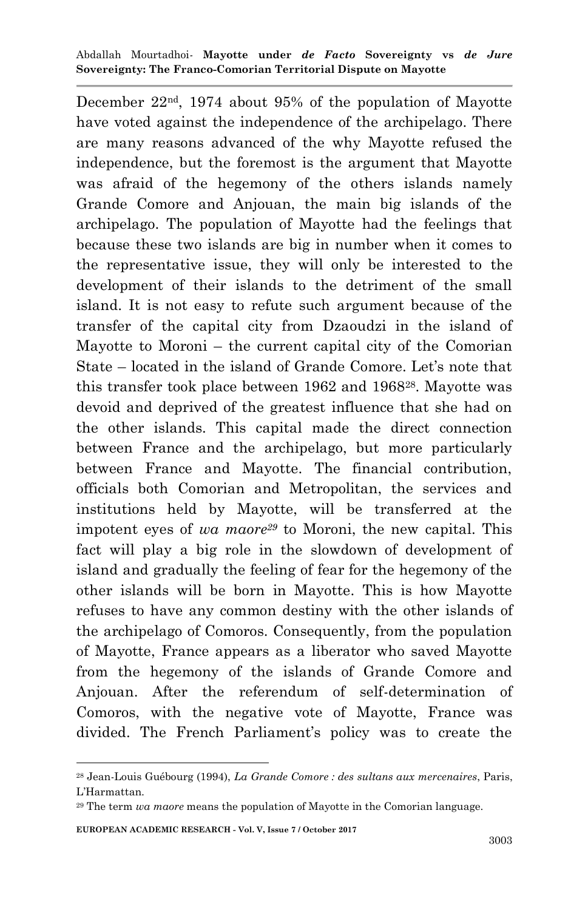December 22nd, 1974 about 95% of the population of Mayotte have voted against the independence of the archipelago. There are many reasons advanced of the why Mayotte refused the independence, but the foremost is the argument that Mayotte was afraid of the hegemony of the others islands namely Grande Comore and Anjouan, the main big islands of the archipelago. The population of Mayotte had the feelings that because these two islands are big in number when it comes to the representative issue, they will only be interested to the development of their islands to the detriment of the small island. It is not easy to refute such argument because of the transfer of the capital city from Dzaoudzi in the island of Mayotte to Moroni – the current capital city of the Comorian State – located in the island of Grande Comore. Let's note that this transfer took place between 1962 and 1968[28]. Mayotte was devoid and deprived of the greatest influence that she had on the other islands. This capital made the direct connection between France and the archipelago, but more particularly between France and Mayotte. The financial contribution, officials both Comorian and Metropolitan, the services and institutions held by Mayotte, will be transferred at the impotent eyes of *wa maore*[29] to Moroni, the new capital. This fact will play a big role in the slowdown of development of island and gradually the feeling of fear for the hegemony of the other islands will be born in Mayotte. This is how Mayotte refuses to have any common destiny with the other islands of the archipelago of Comoros. Consequently, from the population of Mayotte, France appears as a liberator who saved Mayotte from the hegemony of the islands of Grande Comore and Anjouan. After the referendum of self-determination of Comoros, with the negative vote of Mayotte, France was divided. The French Parliament's policy was to create the

---

[28] Jean-Louis Guébourg (1994), *La Grande Comore : des sultans aux mercenaires*, Paris, L'Harmattan.

[29] The term *wa maore* means the population of Mayotte in the Comorian language.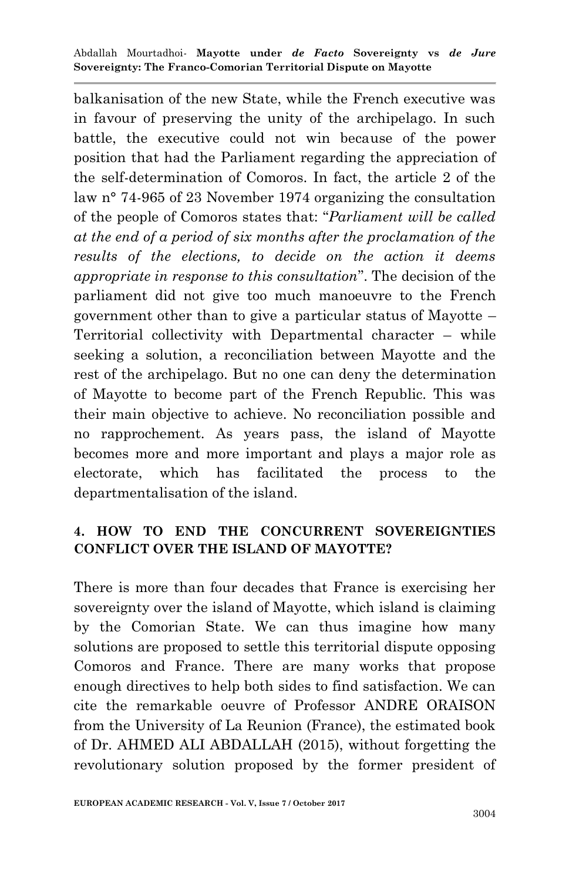balkanisation of the new State, while the French executive was in favour of preserving the unity of the archipelago. In such battle, the executive could not win because of the power position that had the Parliament regarding the appreciation of the self-determination of Comoros. In fact, the article 2 of the law n° 74-965 of 23 November 1974 organizing the consultation of the people of Comoros states that: "*Parliament will be called at the end of a period of six months after the proclamation of the results of the elections, to decide on the action it deems appropriate in response to this consultation*". The decision of the parliament did not give too much manoeuvre to the French government other than to give a particular status of Mayotte – Territorial collectivity with Departmental character – while seeking a solution, a reconciliation between Mayotte and the rest of the archipelago. But no one can deny the determination of Mayotte to become part of the French Republic. This was their main objective to achieve. No reconciliation possible and no rapprochement. As years pass, the island of Mayotte becomes more and more important and plays a major role as electorate, which has facilitated the process to the departmentalisation of the island.

## 4. HOW TO END THE CONCURRENT SOVEREIGNTIES CONFLICT OVER THE ISLAND OF MAYOTTE?

There is more than four decades that France is exercising her sovereignty over the island of Mayotte, which island is claiming by the Comorian State. We can thus imagine how many solutions are proposed to settle this territorial dispute opposing Comoros and France. There are many works that propose enough directives to help both sides to find satisfaction. We can cite the remarkable oeuvre of Professor ANDRE ORAISON from the University of La Reunion (France), the estimated book of Dr. AHMED ALI ABDALLAH (2015), without forgetting the revolutionary solution proposed by the former president of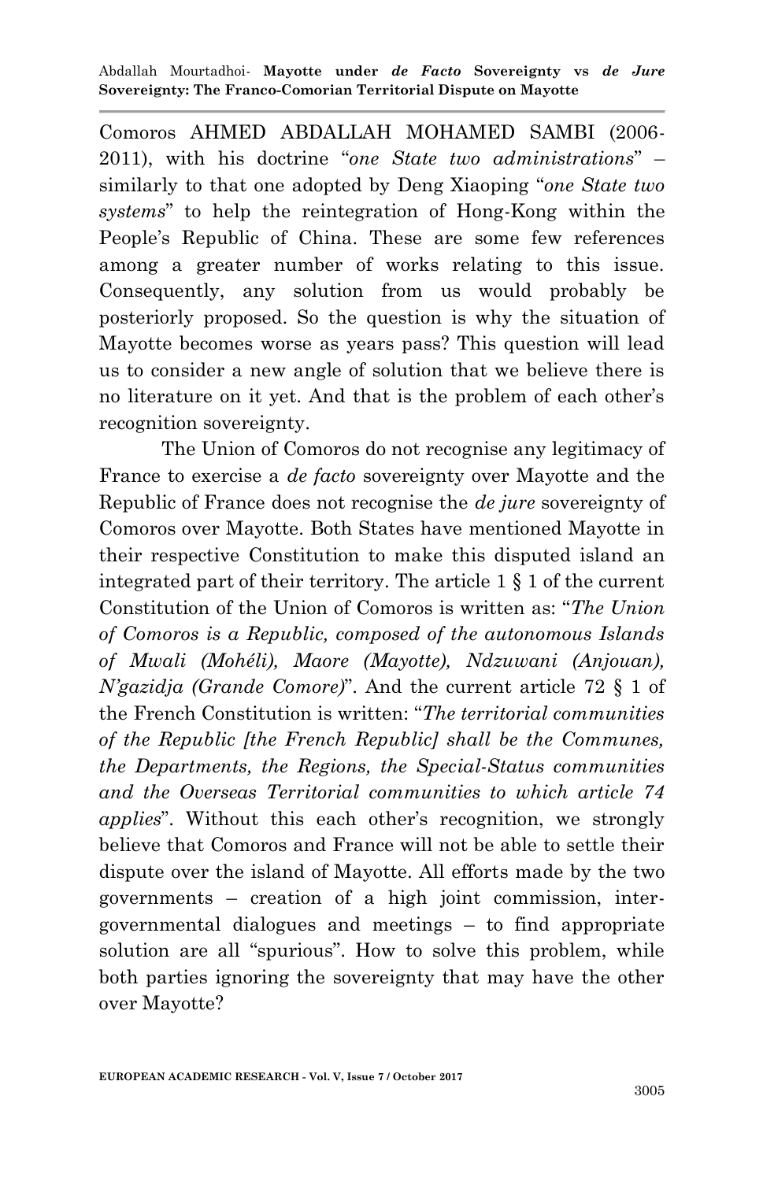Comoros AHMED ABDALLAH MOHAMED SAMBI (2006-2011), with his doctrine "*one State two administrations*" – similarly to that one adopted by Deng Xiaoping "*one State two systems*" to help the reintegration of Hong-Kong within the People's Republic of China. These are some few references among a greater number of works relating to this issue. Consequently, any solution from us would probably be posteriorly proposed. So the question is why the situation of Mayotte becomes worse as years pass? This question will lead us to consider a new angle of solution that we believe there is no literature on it yet. And that is the problem of each other's recognition sovereignty.

The Union of Comoros do not recognise any legitimacy of France to exercise a *de facto* sovereignty over Mayotte and the Republic of France does not recognise the *de jure* sovereignty of Comoros over Mayotte. Both States have mentioned Mayotte in their respective Constitution to make this disputed island an integrated part of their territory. The article 1 § 1 of the current Constitution of the Union of Comoros is written as: "*The Union of Comoros is a Republic, composed of the autonomous Islands of Mwali (Mohéli), Maore (Mayotte), Ndzuwani (Anjouan), N'gazidja (Grande Comore)*". And the current article 72 § 1 of the French Constitution is written: "*The territorial communities of the Republic [the French Republic] shall be the Communes, the Departments, the Regions, the Special-Status communities and the Overseas Territorial communities to which article 74 applies*". Without this each other's recognition, we strongly believe that Comoros and France will not be able to settle their dispute over the island of Mayotte. All efforts made by the two governments – creation of a high joint commission, inter-governmental dialogues and meetings – to find appropriate solution are all "spurious". How to solve this problem, while both parties ignoring the sovereignty that may have the other over Mayotte?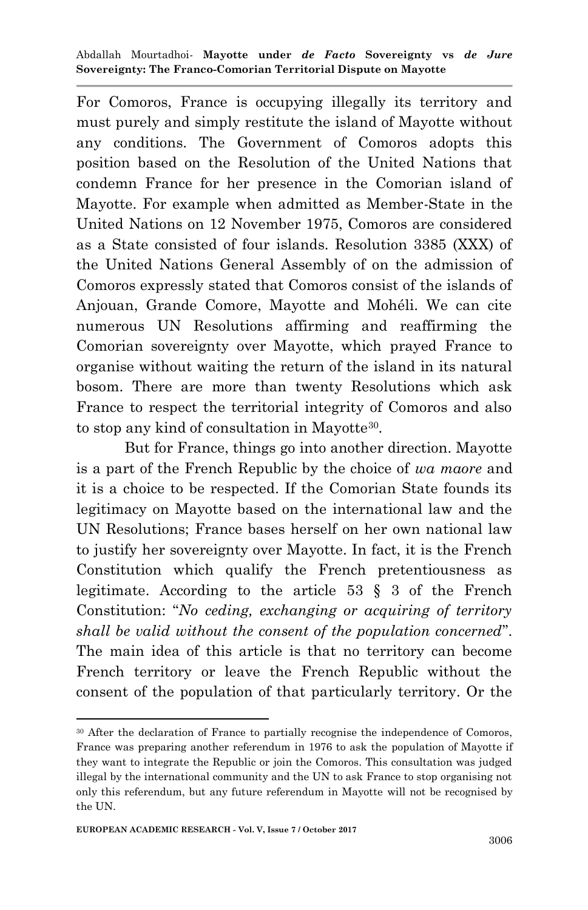For Comoros, France is occupying illegally its territory and must purely and simply restitute the island of Mayotte without any conditions. The Government of Comoros adopts this position based on the Resolution of the United Nations that condemn France for her presence in the Comorian island of Mayotte. For example when admitted as Member-State in the United Nations on 12 November 1975, Comoros are considered as a State consisted of four islands. Resolution 3385 (XXX) of the United Nations General Assembly of on the admission of Comoros expressly stated that Comoros consist of the islands of Anjouan, Grande Comore, Mayotte and Mohéli. We can cite numerous UN Resolutions affirming and reaffirming the Comorian sovereignty over Mayotte, which prayed France to organise without waiting the return of the island in its natural bosom. There are more than twenty Resolutions which ask France to respect the territorial integrity of Comoros and also to stop any kind of consultation in Mayotte[30].

But for France, things go into another direction. Mayotte is a part of the French Republic by the choice of *wa maore* and it is a choice to be respected. If the Comorian State founds its legitimacy on Mayotte based on the international law and the UN Resolutions; France bases herself on her own national law to justify her sovereignty over Mayotte. In fact, it is the French Constitution which qualify the French pretentiousness as legitimate. According to the article 53 § 3 of the French Constitution: "*No ceding, exchanging or acquiring of territory shall be valid without the consent of the population concerned*". The main idea of this article is that no territory can become French territory or leave the French Republic without the consent of the population of that particularly territory. Or the

---

[30] After the declaration of France to partially recognise the independence of Comoros, France was preparing another referendum in 1976 to ask the population of Mayotte if they want to integrate the Republic or join the Comoros. This consultation was judged illegal by the international community and the UN to ask France to stop organising not only this referendum, but any future referendum in Mayotte will not be recognised by the UN.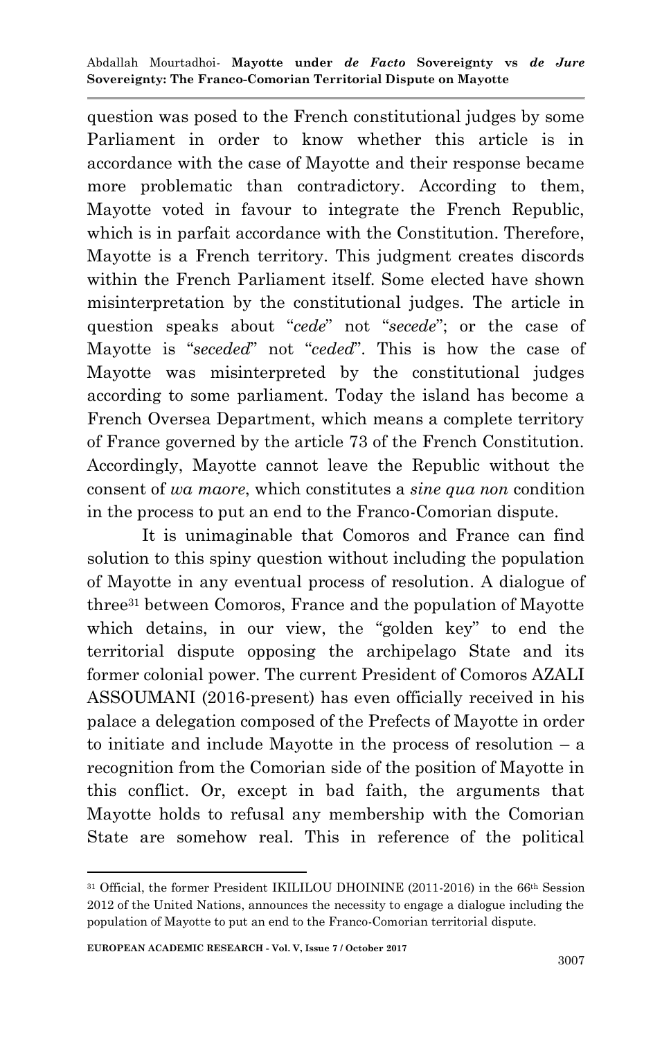question was posed to the French constitutional judges by some Parliament in order to know whether this article is in accordance with the case of Mayotte and their response became more problematic than contradictory. According to them, Mayotte voted in favour to integrate the French Republic, which is in parfait accordance with the Constitution. Therefore, Mayotte is a French territory. This judgment creates discords within the French Parliament itself. Some elected have shown misinterpretation by the constitutional judges. The article in question speaks about "*cede*" not "*secede*"; or the case of Mayotte is "*seceded*" not "*ceded*". This is how the case of Mayotte was misinterpreted by the constitutional judges according to some parliament. Today the island has become a French Oversea Department, which means a complete territory of France governed by the article 73 of the French Constitution. Accordingly, Mayotte cannot leave the Republic without the consent of *wa maore*, which constitutes a *sine qua non* condition in the process to put an end to the Franco-Comorian dispute.

It is unimaginable that Comoros and France can find solution to this spiny question without including the population of Mayotte in any eventual process of resolution. A dialogue of three[31] between Comoros, France and the population of Mayotte which detains, in our view, the "golden key" to end the territorial dispute opposing the archipelago State and its former colonial power. The current President of Comoros AZALI ASSOUMANI (2016-present) has even officially received in his palace a delegation composed of the Prefects of Mayotte in order to initiate and include Mayotte in the process of resolution – a recognition from the Comorian side of the position of Mayotte in this conflict. Or, except in bad faith, the arguments that Mayotte holds to refusal any membership with the Comorian State are somehow real. This in reference of the political

---

[31] Official, the former President IKILILOU DHOININE (2011-2016) in the 66th Session 2012 of the United Nations, announces the necessity to engage a dialogue including the population of Mayotte to put an end to the Franco-Comorian territorial dispute.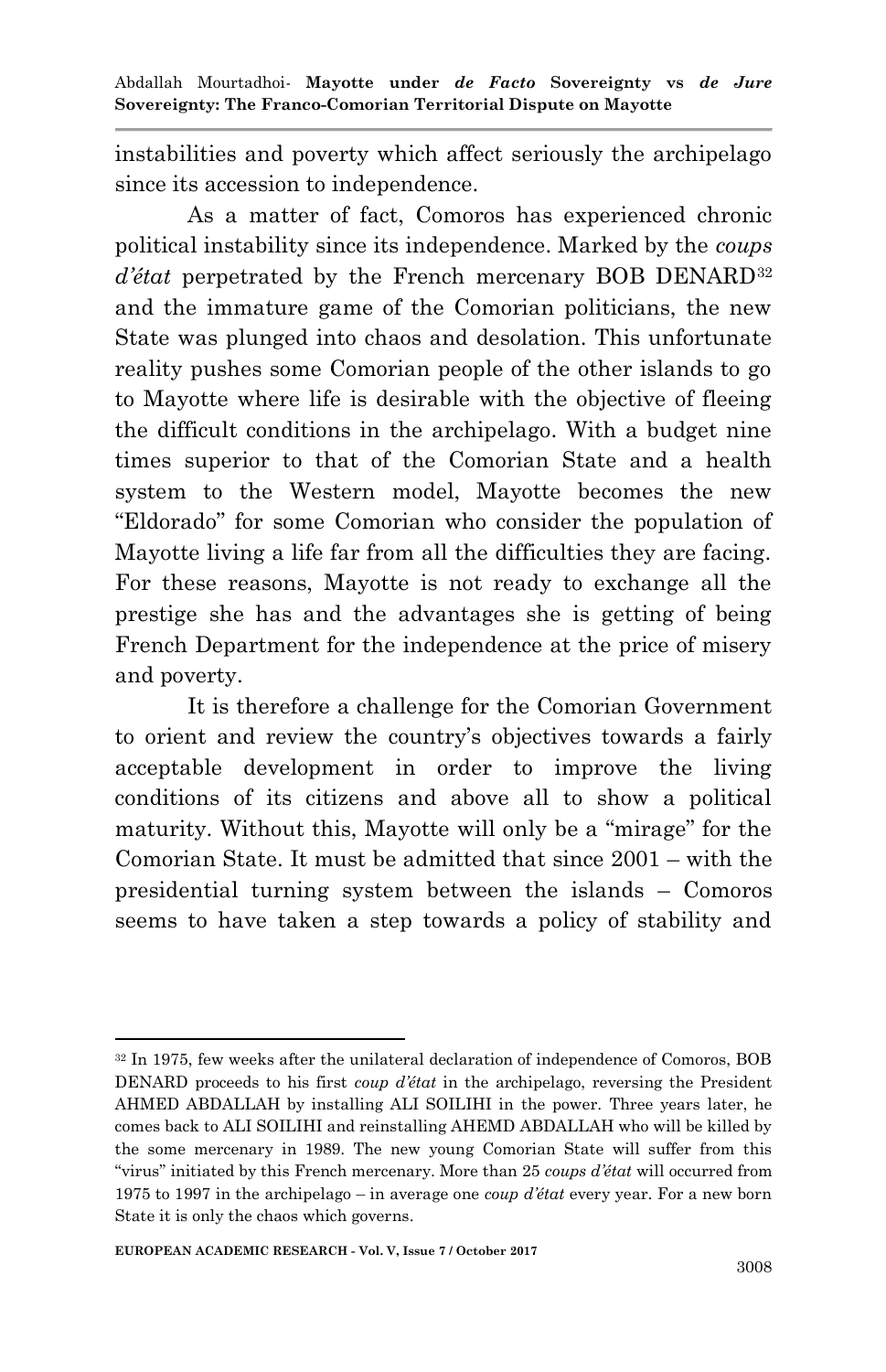instabilities and poverty which affect seriously the archipelago since its accession to independence.

As a matter of fact, Comoros has experienced chronic political instability since its independence. Marked by the *coups d'état* perpetrated by the French mercenary BOB DENARD[32] and the immature game of the Comorian politicians, the new State was plunged into chaos and desolation. This unfortunate reality pushes some Comorian people of the other islands to go to Mayotte where life is desirable with the objective of fleeing the difficult conditions in the archipelago. With a budget nine times superior to that of the Comorian State and a health system to the Western model, Mayotte becomes the new "Eldorado" for some Comorian who consider the population of Mayotte living a life far from all the difficulties they are facing. For these reasons, Mayotte is not ready to exchange all the prestige she has and the advantages she is getting of being French Department for the independence at the price of misery and poverty.

It is therefore a challenge for the Comorian Government to orient and review the country's objectives towards a fairly acceptable development in order to improve the living conditions of its citizens and above all to show a political maturity. Without this, Mayotte will only be a "mirage" for the Comorian State. It must be admitted that since 2001 – with the presidential turning system between the islands – Comoros seems to have taken a step towards a policy of stability and

---

[32] In 1975, few weeks after the unilateral declaration of independence of Comoros, BOB DENARD proceeds to his first *coup d'état* in the archipelago, reversing the President AHMED ABDALLAH by installing ALI SOILIHI in the power. Three years later, he comes back to ALI SOILIHI and reinstalling AHEMD ABDALLAH who will be killed by the some mercenary in 1989. The new young Comorian State will suffer from this "virus" initiated by this French mercenary. More than 25 *coups d'état* will occurred from 1975 to 1997 in the archipelago – in average one *coup d'état* every year. For a new born State it is only the chaos which governs.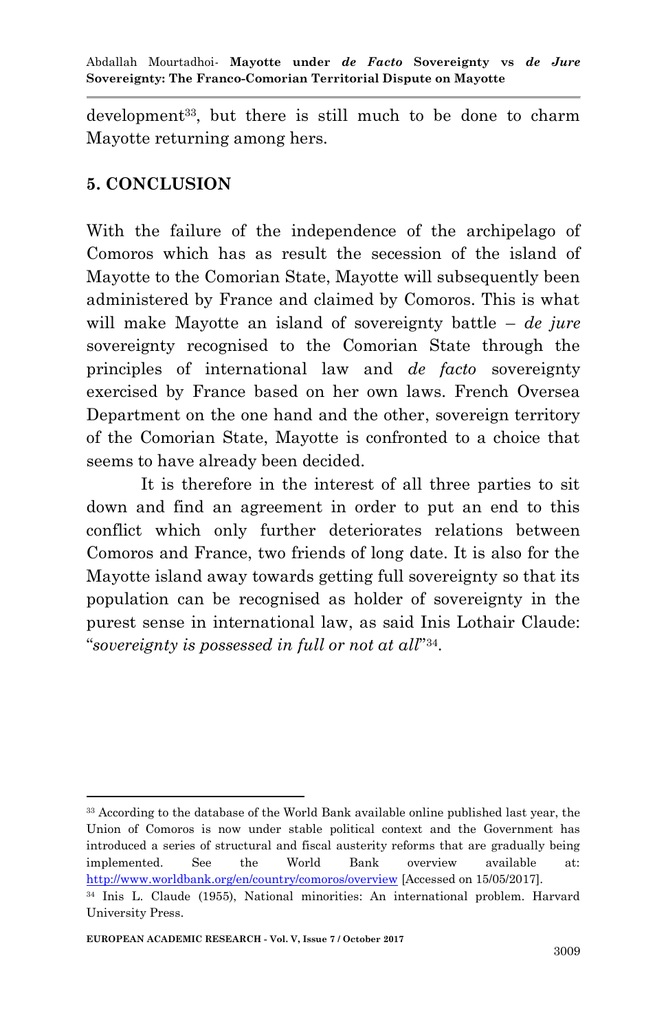development[33], but there is still much to be done to charm Mayotte returning among hers.

## 5. CONCLUSION

With the failure of the independence of the archipelago of Comoros which has as result the secession of the island of Mayotte to the Comorian State, Mayotte will subsequently been administered by France and claimed by Comoros. This is what will make Mayotte an island of sovereignty battle – *de jure* sovereignty recognised to the Comorian State through the principles of international law and *de facto* sovereignty exercised by France based on her own laws. French Oversea Department on the one hand and the other, sovereign territory of the Comorian State, Mayotte is confronted to a choice that seems to have already been decided.

It is therefore in the interest of all three parties to sit down and find an agreement in order to put an end to this conflict which only further deteriorates relations between Comoros and France, two friends of long date. It is also for the Mayotte island away towards getting full sovereignty so that its population can be recognised as holder of sovereignty in the purest sense in international law, as said Inis Lothair Claude: "*sovereignty is possessed in full or not at all*"[34].

---

[33] According to the database of the World Bank available online published last year, the Union of Comoros is now under stable political context and the Government has introduced a series of structural and fiscal austerity reforms that are gradually being implemented. See the World Bank overview available at: http://www.worldbank.org/en/country/comoros/overview [Accessed on 15/05/2017].

[34] Inis L. Claude (1955), National minorities: An international problem. Harvard University Press.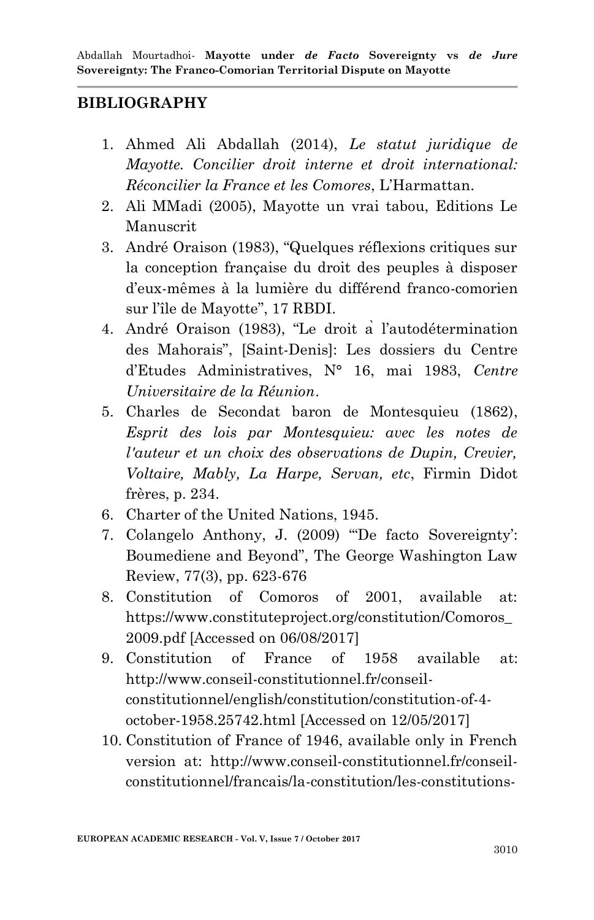## BIBLIOGRAPHY

1. Ahmed Ali Abdallah (2014), *Le statut juridique de Mayotte. Concilier droit interne et droit international: Réconcilier la France et les Comores*, L'Harmattan.
2. Ali MMadi (2005), Mayotte un vrai tabou, Editions Le Manuscrit
3. André Oraison (1983), "Quelques réflexions critiques sur la conception française du droit des peuples à disposer d'eux-mêmes à la lumière du différend franco-comorien sur l'île de Mayotte", 17 RBDI.
4. André Oraison (1983), "Le droit à l'autodétermination des Mahorais", [Saint-Denis]: Les dossiers du Centre d'Etudes Administratives, N° 16, mai 1983, *Centre Universitaire de la Réunion*.
5. Charles de Secondat baron de Montesquieu (1862), *Esprit des lois par Montesquieu: avec les notes de l'auteur et un choix des observations de Dupin, Crevier, Voltaire, Mably, La Harpe, Servan, etc*, Firmin Didot frères, p. 234.
6. Charter of the United Nations, 1945.
7. Colangelo Anthony, J. (2009) "'De facto Sovereignty': Boumediene and Beyond", The George Washington Law Review, 77(3), pp. 623-676
8. Constitution of Comoros of 2001, available at: https://www.constituteproject.org/constitution/Comoros_2009.pdf [Accessed on 06/08/2017]
9. Constitution of France of 1958 available at: http://www.conseil-constitutionnel.fr/conseil-constitutionnel/english/constitution/constitution-of-4-october-1958.25742.html [Accessed on 12/05/2017]
10. Constitution of France of 1946, available only in French version at: http://www.conseil-constitutionnel.fr/conseil-constitutionnel/francais/la-constitution/les-constitutions-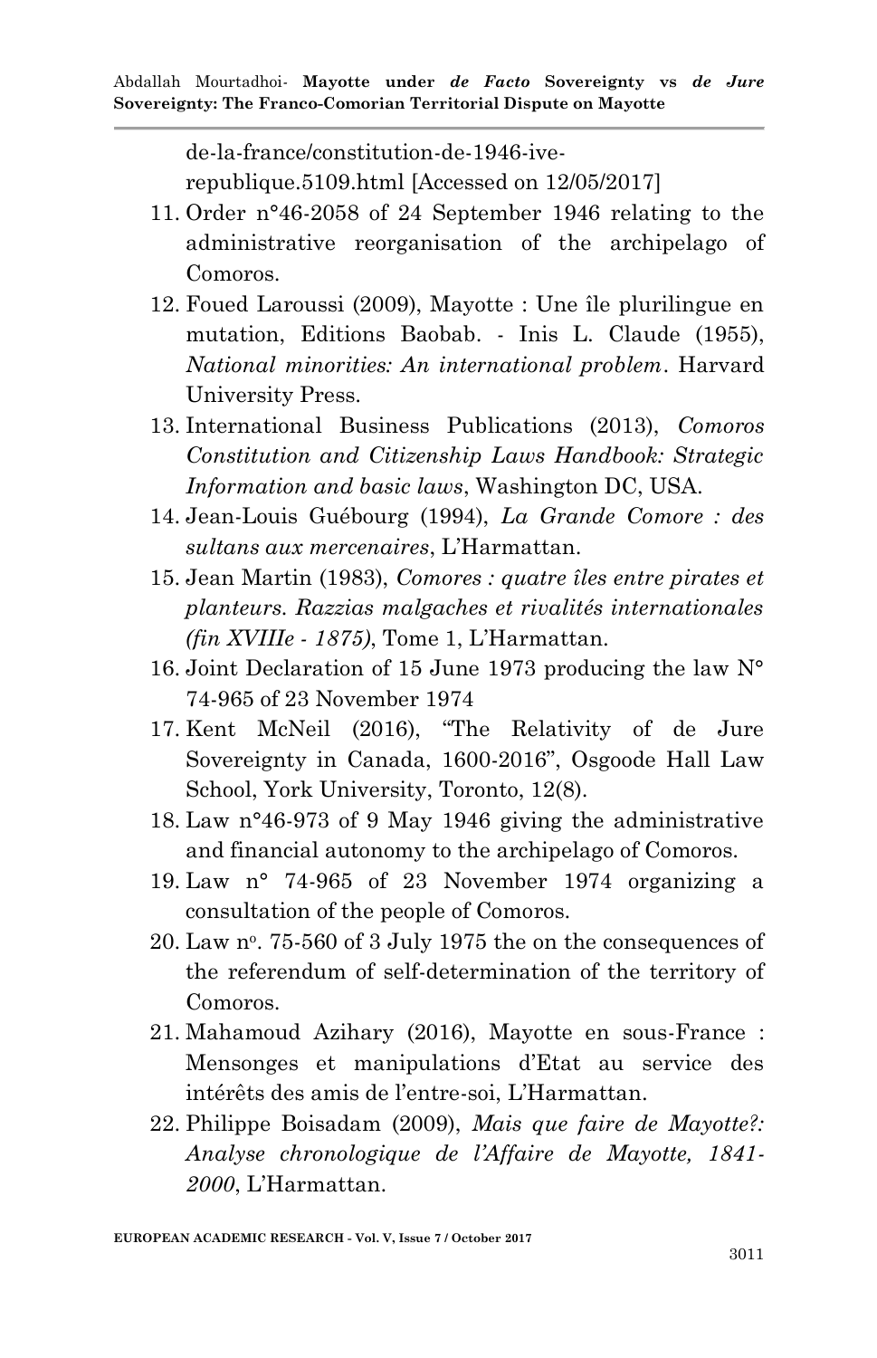de-la-france/constitution-de-1946-ive-republique.5109.html [Accessed on 12/05/2017]

11. Order n°46-2058 of 24 September 1946 relating to the administrative reorganisation of the archipelago of Comoros.
12. Foued Laroussi (2009), Mayotte : Une île plurilingue en mutation, Editions Baobab. - Inis L. Claude (1955), *National minorities: An international problem*. Harvard University Press.
13. International Business Publications (2013), *Comoros Constitution and Citizenship Laws Handbook: Strategic Information and basic laws*, Washington DC, USA.
14. Jean-Louis Guébourg (1994), *La Grande Comore : des sultans aux mercenaires*, L'Harmattan.
15. Jean Martin (1983), *Comores : quatre îles entre pirates et planteurs. Razzias malgaches et rivalités internationales (fin XVIIIe - 1875)*, Tome 1, L'Harmattan.
16. Joint Declaration of 15 June 1973 producing the law N° 74-965 of 23 November 1974
17. Kent McNeil (2016), "The Relativity of de Jure Sovereignty in Canada, 1600-2016", Osgoode Hall Law School, York University, Toronto, 12(8).
18. Law n°46-973 of 9 May 1946 giving the administrative and financial autonomy to the archipelago of Comoros.
19. Law n° 74-965 of 23 November 1974 organizing a consultation of the people of Comoros.
20. Law nº. 75-560 of 3 July 1975 the on the consequences of the referendum of self-determination of the territory of Comoros.
21. Mahamoud Azihary (2016), Mayotte en sous-France : Mensonges et manipulations d'Etat au service des intérêts des amis de l'entre-soi, L'Harmattan.
22. Philippe Boisadam (2009), *Mais que faire de Mayotte?: Analyse chronologique de l'Affaire de Mayotte, 1841-2000*, L'Harmattan.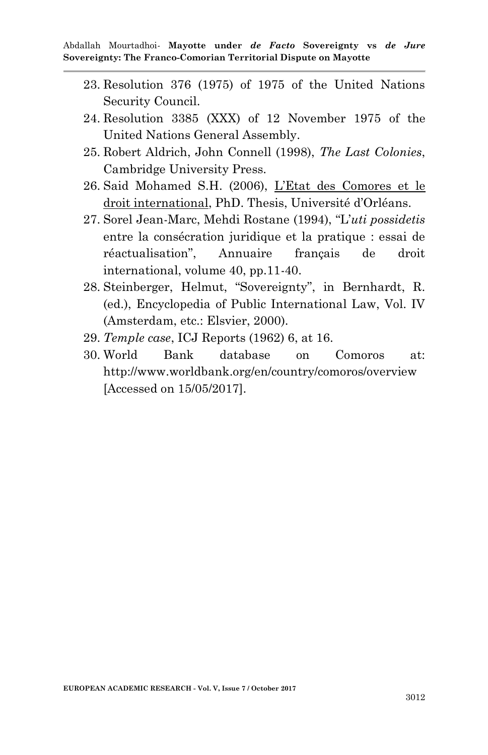23. Resolution 376 (1975) of 1975 of the United Nations Security Council.
24. Resolution 3385 (XXX) of 12 November 1975 of the United Nations General Assembly.
25. Robert Aldrich, John Connell (1998), *The Last Colonies*, Cambridge University Press.
26. Said Mohamed S.H. (2006), L'Etat des Comores et le droit international, PhD. Thesis, Université d'Orléans.
27. Sorel Jean-Marc, Mehdi Rostane (1994), "L'*uti possidetis* entre la consécration juridique et la pratique : essai de réactualisation", Annuaire français de droit international, volume 40, pp.11-40.
28. Steinberger, Helmut, "Sovereignty", in Bernhardt, R. (ed.), Encyclopedia of Public International Law, Vol. IV (Amsterdam, etc.: Elsvier, 2000).
29. *Temple case*, ICJ Reports (1962) 6, at 16.
30. World Bank database on Comoros at: http://www.worldbank.org/en/country/comoros/overview [Accessed on 15/05/2017].